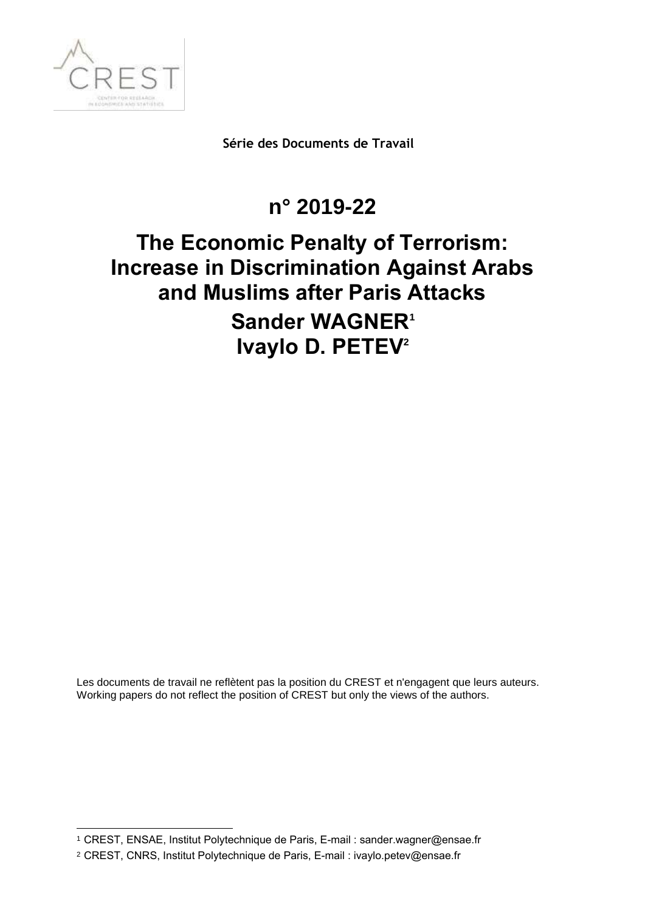**Série des Documents de Travail**

# n° 2019-22

# The Economic Penalty of Terrorism: Increase in Discrimination Against Arabs and Muslims after Paris Attacks

## Sander WAGNER[1]

## Ivaylo D. PETEV[2]

Les documents de travail ne reflètent pas la position du CREST et n'engagent que leurs auteurs.
Working papers do not reflect the position of CREST but only the views of the authors.

[1] CREST, ENSAE, Institut Polytechnique de Paris, E-mail : sander.wagner@ensae.fr

[2] CREST, CNRS, Institut Polytechnique de Paris, E-mail : ivaylo.petev@ensae.fr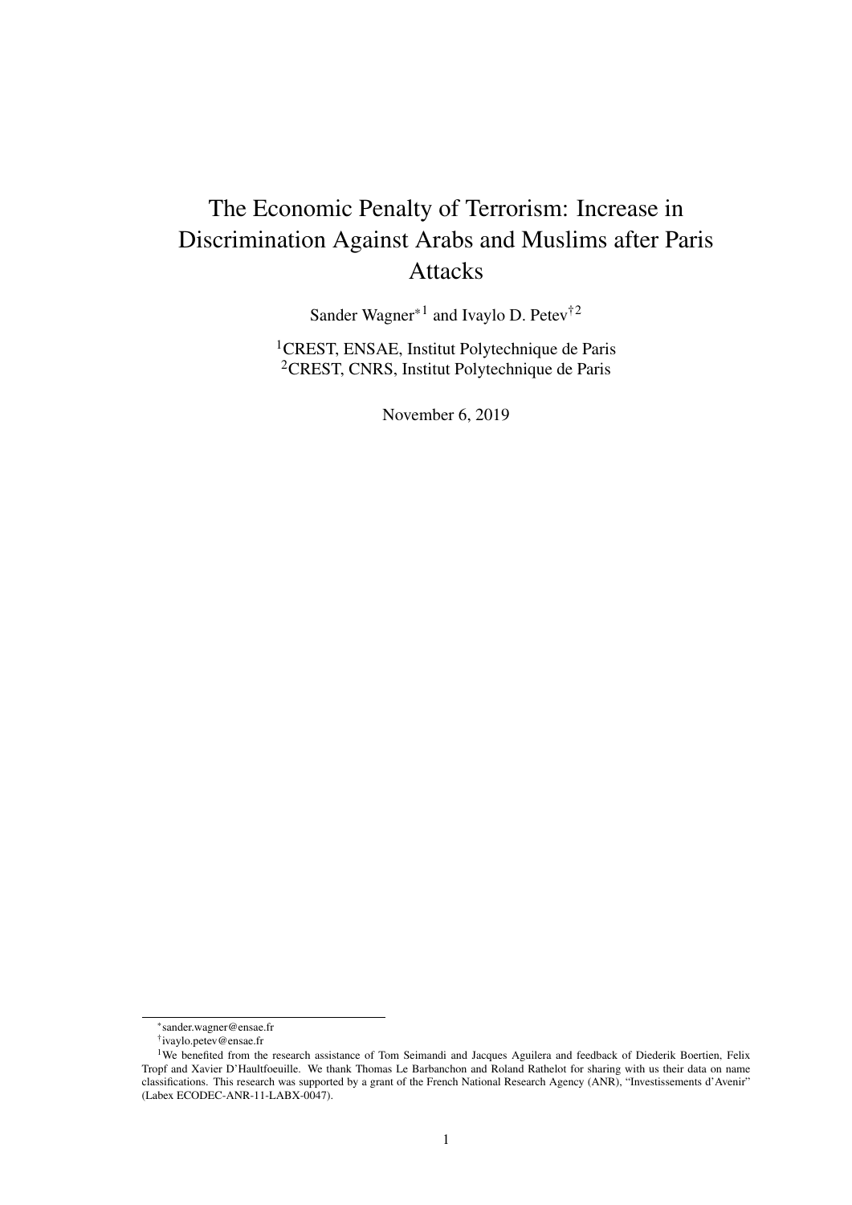# The Economic Penalty of Terrorism: Increase in Discrimination Against Arabs and Muslims after Paris Attacks

Sander Wagner*[1] and Ivaylo D. Petev†[2]

[1]CREST, ENSAE, Institut Polytechnique de Paris
[2]CREST, CNRS, Institut Polytechnique de Paris

November 6, 2019

---

*sander.wagner@ensae.fr

†ivaylo.petev@ensae.fr

[1]We benefited from the research assistance of Tom Seimandi and Jacques Aguilera and feedback of Diederik Boertien, Felix Tropf and Xavier D'Haultfoeuille. We thank Thomas Le Barbanchon and Roland Rathelot for sharing with us their data on name classifications. This research was supported by a grant of the French National Research Agency (ANR), "Investissements d'Avenir" (Labex ECODEC-ANR-11-LABX-0047).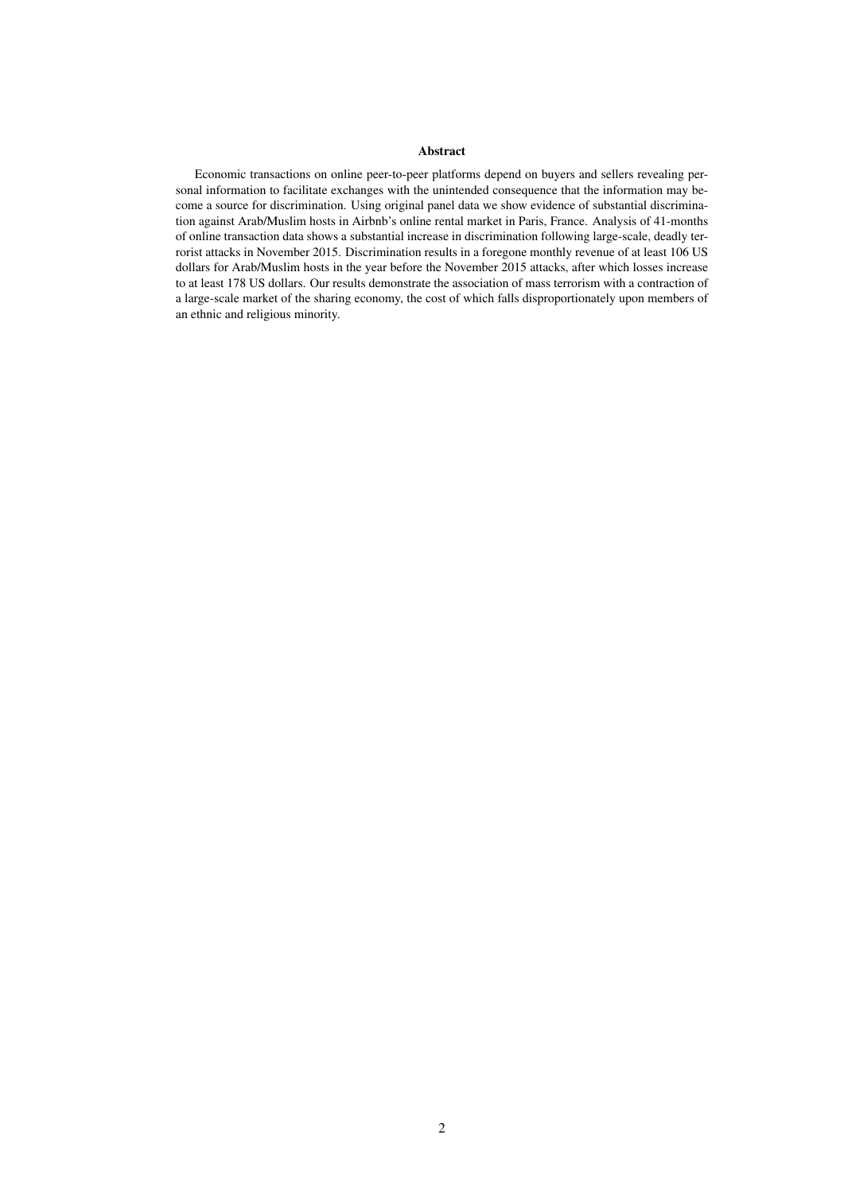## Abstract

Economic transactions on online peer-to-peer platforms depend on buyers and sellers revealing personal information to facilitate exchanges with the unintended consequence that the information may become a source for discrimination. Using original panel data we show evidence of substantial discrimination against Arab/Muslim hosts in Airbnb's online rental market in Paris, France. Analysis of 41-months of online transaction data shows a substantial increase in discrimination following large-scale, deadly terrorist attacks in November 2015. Discrimination results in a foregone monthly revenue of at least 106 US dollars for Arab/Muslim hosts in the year before the November 2015 attacks, after which losses increase to at least 178 US dollars. Our results demonstrate the association of mass terrorism with a contraction of a large-scale market of the sharing economy, the cost of which falls disproportionately upon members of an ethnic and religious minority.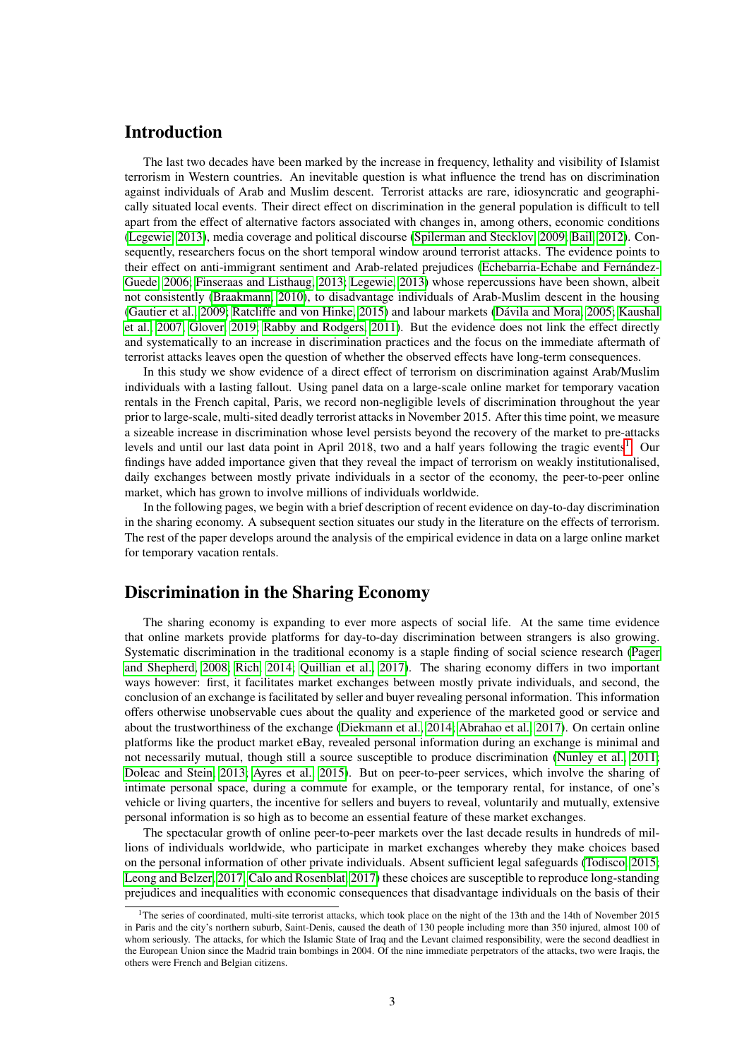## Introduction

The last two decades have been marked by the increase in frequency, lethality and visibility of Islamist terrorism in Western countries. An inevitable question is what influence the trend has on discrimination against individuals of Arab and Muslim descent. Terrorist attacks are rare, idiosyncratic and geographically situated local events. Their direct effect on discrimination in the general population is difficult to tell apart from the effect of alternative factors associated with changes in, among others, economic conditions (Legewie, 2013), media coverage and political discourse (Spilerman and Stecklov, 2009; Bail, 2012). Consequently, researchers focus on the short temporal window around terrorist attacks. The evidence points to their effect on anti-immigrant sentiment and Arab-related prejudices (Echebarria-Echabe and Fernández-Guede, 2006; Finseraas and Listhaug, 2013; Legewie, 2013) whose repercussions have been shown, albeit not consistently (Braakmann, 2010), to disadvantage individuals of Arab-Muslim descent in the housing (Gautier et al., 2009; Ratcliffe and von Hinke, 2015) and labour markets (Dávila and Mora, 2005; Kaushal et al., 2007; Glover, 2019; Rabby and Rodgers, 2011). But the evidence does not link the effect directly and systematically to an increase in discrimination practices and the focus on the immediate aftermath of terrorist attacks leaves open the question of whether the observed effects have long-term consequences.

In this study we show evidence of a direct effect of terrorism on discrimination against Arab/Muslim individuals with a lasting fallout. Using panel data on a large-scale online market for temporary vacation rentals in the French capital, Paris, we record non-negligible levels of discrimination throughout the year prior to large-scale, multi-sited deadly terrorist attacks in November 2015. After this time point, we measure a sizeable increase in discrimination whose level persists beyond the recovery of the market to pre-attacks levels and until our last data point in April 2018, two and a half years following the tragic events[1]. Our findings have added importance given that they reveal the impact of terrorism on weakly institutionalised, daily exchanges between mostly private individuals in a sector of the economy, the peer-to-peer online market, which has grown to involve millions of individuals worldwide.

In the following pages, we begin with a brief description of recent evidence on day-to-day discrimination in the sharing economy. A subsequent section situates our study in the literature on the effects of terrorism. The rest of the paper develops around the analysis of the empirical evidence in data on a large online market for temporary vacation rentals.

## Discrimination in the Sharing Economy

The sharing economy is expanding to ever more aspects of social life. At the same time evidence that online markets provide platforms for day-to-day discrimination between strangers is also growing. Systematic discrimination in the traditional economy is a staple finding of social science research (Pager and Shepherd, 2008; Rich, 2014; Quillian et al., 2017). The sharing economy differs in two important ways however: first, it facilitates market exchanges between mostly private individuals, and second, the conclusion of an exchange is facilitated by seller and buyer revealing personal information. This information offers otherwise unobservable cues about the quality and experience of the marketed good or service and about the trustworthiness of the exchange (Diekmann et al., 2014; Abrahao et al., 2017). On certain online platforms like the product market eBay, revealed personal information during an exchange is minimal and not necessarily mutual, though still a source susceptible to produce discrimination (Nunley et al., 2011; Doleac and Stein, 2013; Ayres et al., 2015). But on peer-to-peer services, which involve the sharing of intimate personal space, during a commute for example, or the temporary rental, for instance, of one's vehicle or living quarters, the incentive for sellers and buyers to reveal, voluntarily and mutually, extensive personal information is so high as to become an essential feature of these market exchanges.

The spectacular growth of online peer-to-peer markets over the last decade results in hundreds of millions of individuals worldwide, who participate in market exchanges whereby they make choices based on the personal information of other private individuals. Absent sufficient legal safeguards (Todisco, 2015; Leong and Belzer, 2017; Calo and Rosenblat, 2017) these choices are susceptible to reproduce long-standing prejudices and inequalities with economic consequences that disadvantage individuals on the basis of their

[1] The series of coordinated, multi-site terrorist attacks, which took place on the night of the 13th and the 14th of November 2015 in Paris and the city's northern suburb, Saint-Denis, caused the death of 130 people including more than 350 injured, almost 100 of whom seriously. The attacks, for which the Islamic State of Iraq and the Levant claimed responsibility, were the second deadliest in the European Union since the Madrid train bombings in 2004. Of the nine immediate perpetrators of the attacks, two were Iraqis, the others were French and Belgian citizens.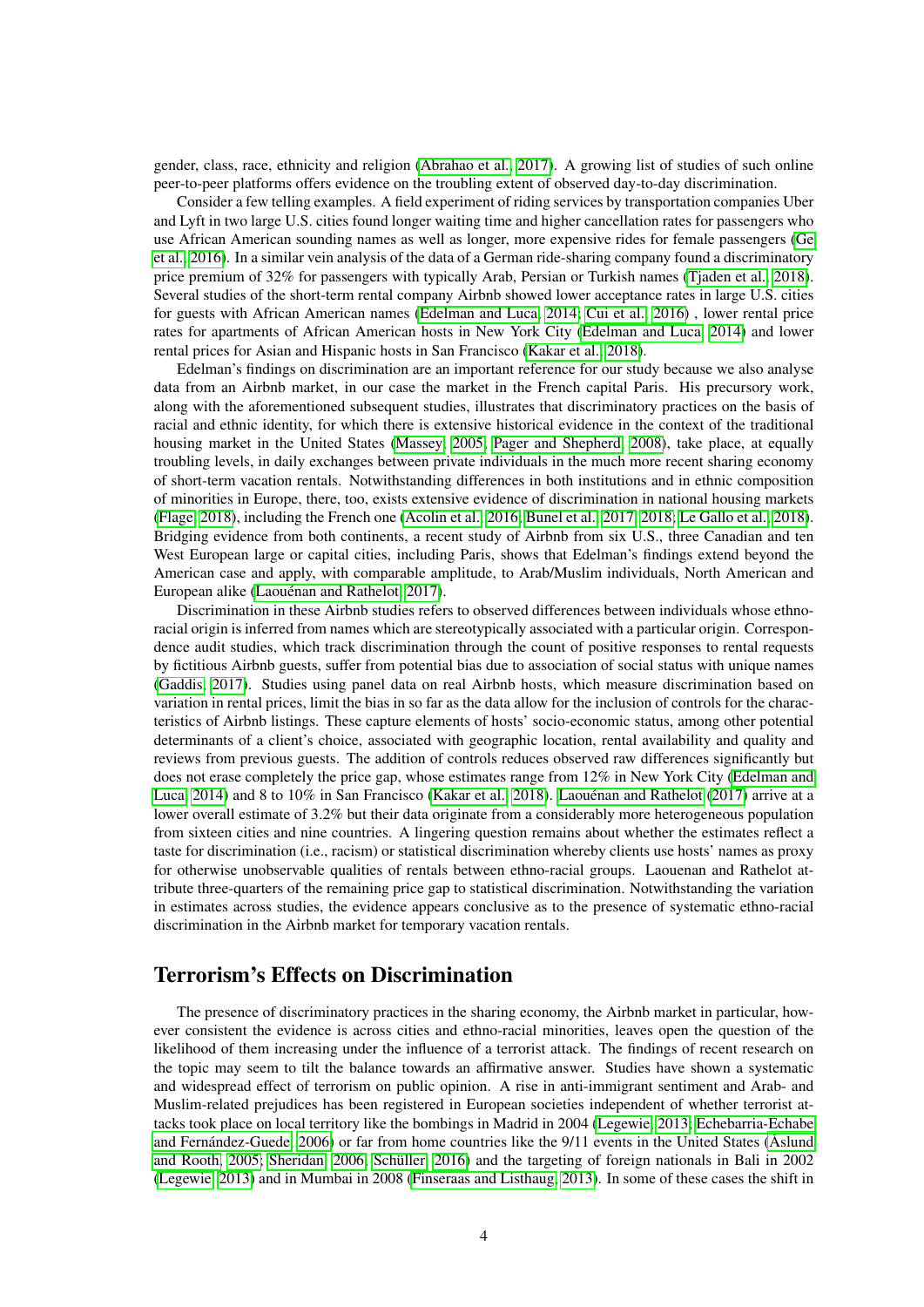gender, class, race, ethnicity and religion (Abrahao et al., 2017). A growing list of studies of such online peer-to-peer platforms offers evidence on the troubling extent of observed day-to-day discrimination.

Consider a few telling examples. A field experiment of riding services by transportation companies Uber and Lyft in two large U.S. cities found longer waiting time and higher cancellation rates for passengers who use African American sounding names as well as longer, more expensive rides for female passengers (Ge et al., 2016). In a similar vein analysis of the data of a German ride-sharing company found a discriminatory price premium of 32% for passengers with typically Arab, Persian or Turkish names (Tjaden et al., 2018). Several studies of the short-term rental company Airbnb showed lower acceptance rates in large U.S. cities for guests with African American names (Edelman and Luca, 2014; Cui et al., 2016) , lower rental price rates for apartments of African American hosts in New York City (Edelman and Luca, 2014) and lower rental prices for Asian and Hispanic hosts in San Francisco (Kakar et al., 2018).

Edelman's findings on discrimination are an important reference for our study because we also analyse data from an Airbnb market, in our case the market in the French capital Paris. His precursory work, along with the aforementioned subsequent studies, illustrates that discriminatory practices on the basis of racial and ethnic identity, for which there is extensive historical evidence in the context of the traditional housing market in the United States (Massey, 2005; Pager and Shepherd, 2008), take place, at equally troubling levels, in daily exchanges between private individuals in the much more recent sharing economy of short-term vacation rentals. Notwithstanding differences in both institutions and in ethnic composition of minorities in Europe, there, too, exists extensive evidence of discrimination in national housing markets (Flage, 2018), including the French one (Acolin et al., 2016; Bunel et al., 2017, 2018; Le Gallo et al., 2018). Bridging evidence from both continents, a recent study of Airbnb from six U.S., three Canadian and ten West European large or capital cities, including Paris, shows that Edelman's findings extend beyond the American case and apply, with comparable amplitude, to Arab/Muslim individuals, North American and European alike (Laouénan and Rathelot, 2017).

Discrimination in these Airbnb studies refers to observed differences between individuals whose ethno-racial origin is inferred from names which are stereotypically associated with a particular origin. Correspondence audit studies, which track discrimination through the count of positive responses to rental requests by fictitious Airbnb guests, suffer from potential bias due to association of social status with unique names (Gaddis, 2017). Studies using panel data on real Airbnb hosts, which measure discrimination based on variation in rental prices, limit the bias in so far as the data allow for the inclusion of controls for the characteristics of Airbnb listings. These capture elements of hosts' socio-economic status, among other potential determinants of a client's choice, associated with geographic location, rental availability and quality and reviews from previous guests. The addition of controls reduces observed raw differences significantly but does not erase completely the price gap, whose estimates range from 12% in New York City (Edelman and Luca, 2014) and 8 to 10% in San Francisco (Kakar et al., 2018). Laouénan and Rathelot (2017) arrive at a lower overall estimate of 3.2% but their data originate from a considerably more heterogeneous population from sixteen cities and nine countries. A lingering question remains about whether the estimates reflect a taste for discrimination (i.e., racism) or statistical discrimination whereby clients use hosts' names as proxy for otherwise unobservable qualities of rentals between ethno-racial groups. Laouenan and Rathelot attribute three-quarters of the remaining price gap to statistical discrimination. Notwithstanding the variation in estimates across studies, the evidence appears conclusive as to the presence of systematic ethno-racial discrimination in the Airbnb market for temporary vacation rentals.

## Terrorism's Effects on Discrimination

The presence of discriminatory practices in the sharing economy, the Airbnb market in particular, however consistent the evidence is across cities and ethno-racial minorities, leaves open the question of the likelihood of them increasing under the influence of a terrorist attack. The findings of recent research on the topic may seem to tilt the balance towards an affirmative answer. Studies have shown a systematic and widespread effect of terrorism on public opinion. A rise in anti-immigrant sentiment and Arab- and Muslim-related prejudices has been registered in European societies independent of whether terrorist attacks took place on local territory like the bombings in Madrid in 2004 (Legewie, 2013; Echebarria-Echabe and Fernández-Guede, 2006) or far from home countries like the 9/11 events in the United States (Åslund and Rooth, 2005; Sheridan, 2006; Schüller, 2016) and the targeting of foreign nationals in Bali in 2002 (Legewie, 2013) and in Mumbai in 2008 (Finseraas and Listhaug, 2013). In some of these cases the shift in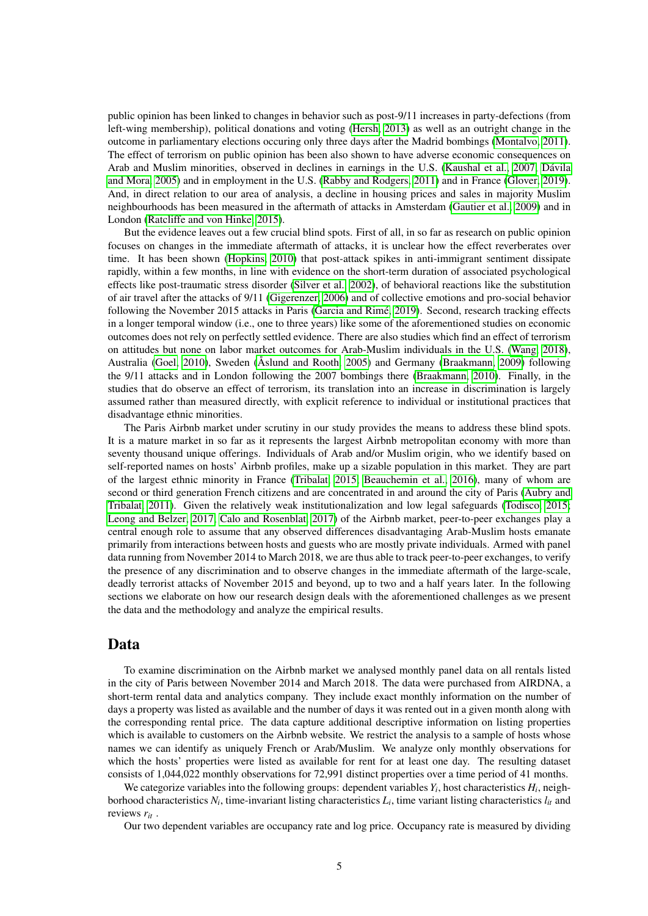public opinion has been linked to changes in behavior such as post-9/11 increases in party-defections (from left-wing membership), political donations and voting (Hersh, 2013) as well as an outright change in the outcome in parliamentary elections occuring only three days after the Madrid bombings (Montalvo, 2011). The effect of terrorism on public opinion has been also shown to have adverse economic consequences on Arab and Muslim minorities, observed in declines in earnings in the U.S. (Kaushal et al., 2007; Dávila and Mora, 2005) and in employment in the U.S. (Rabby and Rodgers, 2011) and in France (Glover, 2019). And, in direct relation to our area of analysis, a decline in housing prices and sales in majority Muslim neighbourhoods has been measured in the aftermath of attacks in Amsterdam (Gautier et al., 2009) and in London (Ratcliffe and von Hinke, 2015).

But the evidence leaves out a few crucial blind spots. First of all, in so far as research on public opinion focuses on changes in the immediate aftermath of attacks, it is unclear how the effect reverberates over time. It has been shown (Hopkins, 2010) that post-attack spikes in anti-immigrant sentiment dissipate rapidly, within a few months, in line with evidence on the short-term duration of associated psychological effects like post-traumatic stress disorder (Silver et al., 2002), of behavioral reactions like the substitution of air travel after the attacks of 9/11 (Gigerenzer, 2006) and of collective emotions and pro-social behavior following the November 2015 attacks in Paris (Garcia and Rimé, 2019). Second, research tracking effects in a longer temporal window (i.e., one to three years) like some of the aforementioned studies on economic outcomes does not rely on perfectly settled evidence. There are also studies which find an effect of terrorism on attitudes but none on labor market outcomes for Arab-Muslim individuals in the U.S. (Wang, 2018), Australia (Goel, 2010), Sweden (Åslund and Rooth, 2005) and Germany (Braakmann, 2009) following the 9/11 attacks and in London following the 2007 bombings there (Braakmann, 2010). Finally, in the studies that do observe an effect of terrorism, its translation into an increase in discrimination is largely assumed rather than measured directly, with explicit reference to individual or institutional practices that disadvantage ethnic minorities.

The Paris Airbnb market under scrutiny in our study provides the means to address these blind spots. It is a mature market in so far as it represents the largest Airbnb metropolitan economy with more than seventy thousand unique offerings. Individuals of Arab and/or Muslim origin, who we identify based on self-reported names on hosts' Airbnb profiles, make up a sizable population in this market. They are part of the largest ethnic minority in France (Tribalat, 2015; Beauchemin et al., 2016), many of whom are second or third generation French citizens and are concentrated in and around the city of Paris (Aubry and Tribalat, 2011). Given the relatively weak institutionalization and low legal safeguards (Todisco, 2015; Leong and Belzer, 2017; Calo and Rosenblat, 2017) of the Airbnb market, peer-to-peer exchanges play a central enough role to assume that any observed differences disadvantaging Arab-Muslim hosts emanate primarily from interactions between hosts and guests who are mostly private individuals. Armed with panel data running from November 2014 to March 2018, we are thus able to track peer-to-peer exchanges, to verify the presence of any discrimination and to observe changes in the immediate aftermath of the large-scale, deadly terrorist attacks of November 2015 and beyond, up to two and a half years later. In the following sections we elaborate on how our research design deals with the aforementioned challenges as we present the data and the methodology and analyze the empirical results.

# Data

To examine discrimination on the Airbnb market we analysed monthly panel data on all rentals listed in the city of Paris between November 2014 and March 2018. The data were purchased from AIRDNA, a short-term rental data and analytics company. They include exact monthly information on the number of days a property was listed as available and the number of days it was rented out in a given month along with the corresponding rental price. The data capture additional descriptive information on listing properties which is available to customers on the Airbnb website. We restrict the analysis to a sample of hosts whose names we can identify as uniquely French or Arab/Muslim. We analyze only monthly observations for which the hosts' properties were listed as available for rent for at least one day. The resulting dataset consists of 1,044,022 monthly observations for 72,991 distinct properties over a time period of 41 months.

We categorize variables into the following groups: dependent variables $Y_i$, host characteristics $H_i$, neighborhood characteristics $N_i$, time-invariant listing characteristics $L_i$, time variant listing characteristics $l_{it}$ and reviews $r_{it}$.

Our two dependent variables are occupancy rate and log price. Occupancy rate is measured by dividing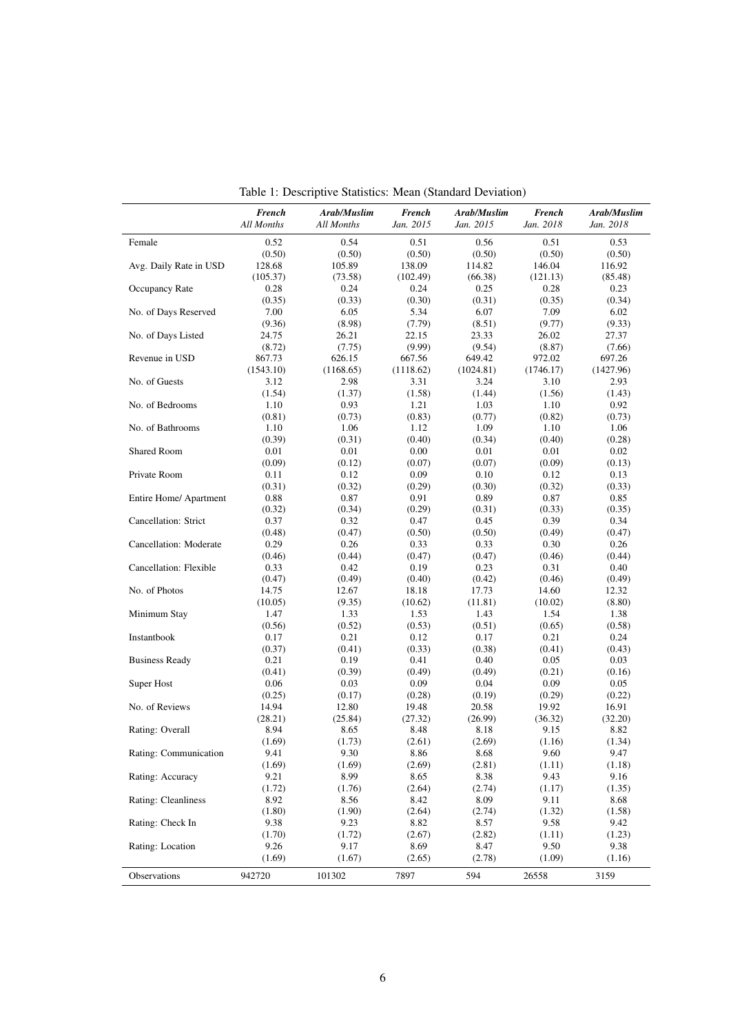Table 1: Descriptive Statistics: Mean (Standard Deviation)

| | ***French*** *All Months* | ***Arab/Muslim*** *All Months* | ***French*** *Jan. 2015* | ***Arab/Muslim*** *Jan. 2015* | ***French*** *Jan. 2018* | ***Arab/Muslim*** *Jan. 2018* |
|---|---|---|---|---|---|---|
| Female | 0.52 | 0.54 | 0.51 | 0.56 | 0.51 | 0.53 |
| | (0.50) | (0.50) | (0.50) | (0.50) | (0.50) | (0.50) |
| Avg. Daily Rate in USD | 128.68 | 105.89 | 138.09 | 114.82 | 146.04 | 116.92 |
| | (105.37) | (73.58) | (102.49) | (66.38) | (121.13) | (85.48) |
| Occupancy Rate | 0.28 | 0.24 | 0.24 | 0.25 | 0.28 | 0.23 |
| | (0.35) | (0.33) | (0.30) | (0.31) | (0.35) | (0.34) |
| No. of Days Reserved | 7.00 | 6.05 | 5.34 | 6.07 | 7.09 | 6.02 |
| | (9.36) | (8.98) | (7.79) | (8.51) | (9.77) | (9.33) |
| No. of Days Listed | 24.75 | 26.21 | 22.15 | 23.33 | 26.02 | 27.37 |
| | (8.72) | (7.75) | (9.99) | (9.54) | (8.87) | (7.66) |
| Revenue in USD | 867.73 | 626.15 | 667.56 | 649.42 | 972.02 | 697.26 |
| | (1543.10) | (1168.65) | (1118.62) | (1024.81) | (1746.17) | (1427.96) |
| No. of Guests | 3.12 | 2.98 | 3.31 | 3.24 | 3.10 | 2.93 |
| | (1.54) | (1.37) | (1.58) | (1.44) | (1.56) | (1.43) |
| No. of Bedrooms | 1.10 | 0.93 | 1.21 | 1.03 | 1.10 | 0.92 |
| | (0.81) | (0.73) | (0.83) | (0.77) | (0.82) | (0.73) |
| No. of Bathrooms | 1.10 | 1.06 | 1.12 | 1.09 | 1.10 | 1.06 |
| | (0.39) | (0.31) | (0.40) | (0.34) | (0.40) | (0.28) |
| Shared Room | 0.01 | 0.01 | 0.00 | 0.01 | 0.01 | 0.02 |
| | (0.09) | (0.12) | (0.07) | (0.07) | (0.09) | (0.13) |
| Private Room | 0.11 | 0.12 | 0.09 | 0.10 | 0.12 | 0.13 |
| | (0.31) | (0.32) | (0.29) | (0.30) | (0.32) | (0.33) |
| Entire Home/ Apartment | 0.88 | 0.87 | 0.91 | 0.89 | 0.87 | 0.85 |
| | (0.32) | (0.34) | (0.29) | (0.31) | (0.33) | (0.35) |
| Cancellation: Strict | 0.37 | 0.32 | 0.47 | 0.45 | 0.39 | 0.34 |
| | (0.48) | (0.47) | (0.50) | (0.50) | (0.49) | (0.47) |
| Cancellation: Moderate | 0.29 | 0.26 | 0.33 | 0.33 | 0.30 | 0.26 |
| | (0.46) | (0.44) | (0.47) | (0.47) | (0.46) | (0.44) |
| Cancellation: Flexible | 0.33 | 0.42 | 0.19 | 0.23 | 0.31 | 0.40 |
| | (0.47) | (0.49) | (0.40) | (0.42) | (0.46) | (0.49) |
| No. of Photos | 14.75 | 12.67 | 18.18 | 17.73 | 14.60 | 12.32 |
| | (10.05) | (9.35) | (10.62) | (11.81) | (10.02) | (8.80) |
| Minimum Stay | 1.47 | 1.33 | 1.53 | 1.43 | 1.54 | 1.38 |
| | (0.56) | (0.52) | (0.53) | (0.51) | (0.65) | (0.58) |
| Instantbook | 0.17 | 0.21 | 0.12 | 0.17 | 0.21 | 0.24 |
| | (0.37) | (0.41) | (0.33) | (0.38) | (0.41) | (0.43) |
| Business Ready | 0.21 | 0.19 | 0.41 | 0.40 | 0.05 | 0.03 |
| | (0.41) | (0.39) | (0.49) | (0.49) | (0.21) | (0.16) |
| Super Host | 0.06 | 0.03 | 0.09 | 0.04 | 0.09 | 0.05 |
| | (0.25) | (0.17) | (0.28) | (0.19) | (0.29) | (0.22) |
| No. of Reviews | 14.94 | 12.80 | 19.48 | 20.58 | 19.92 | 16.91 |
| | (28.21) | (25.84) | (27.32) | (26.99) | (36.32) | (32.20) |
| Rating: Overall | 8.94 | 8.65 | 8.48 | 8.18 | 9.15 | 8.82 |
| | (1.69) | (1.73) | (2.61) | (2.69) | (1.16) | (1.34) |
| Rating: Communication | 9.41 | 9.30 | 8.86 | 8.68 | 9.60 | 9.47 |
| | (1.69) | (1.69) | (2.69) | (2.81) | (1.11) | (1.18) |
| Rating: Accuracy | 9.21 | 8.99 | 8.65 | 8.38 | 9.43 | 9.16 |
| | (1.72) | (1.76) | (2.64) | (2.74) | (1.17) | (1.35) |
| Rating: Cleanliness | 8.92 | 8.56 | 8.42 | 8.09 | 9.11 | 8.68 |
| | (1.80) | (1.90) | (2.64) | (2.74) | (1.32) | (1.58) |
| Rating: Check In | 9.38 | 9.23 | 8.82 | 8.57 | 9.58 | 9.42 |
| | (1.70) | (1.72) | (2.67) | (2.82) | (1.11) | (1.23) |
| Rating: Location | 9.26 | 9.17 | 8.69 | 8.47 | 9.50 | 9.38 |
| | (1.69) | (1.67) | (2.65) | (2.78) | (1.09) | (1.16) |
| Observations | 942720 | 101302 | 7897 | 594 | 26558 | 3159 |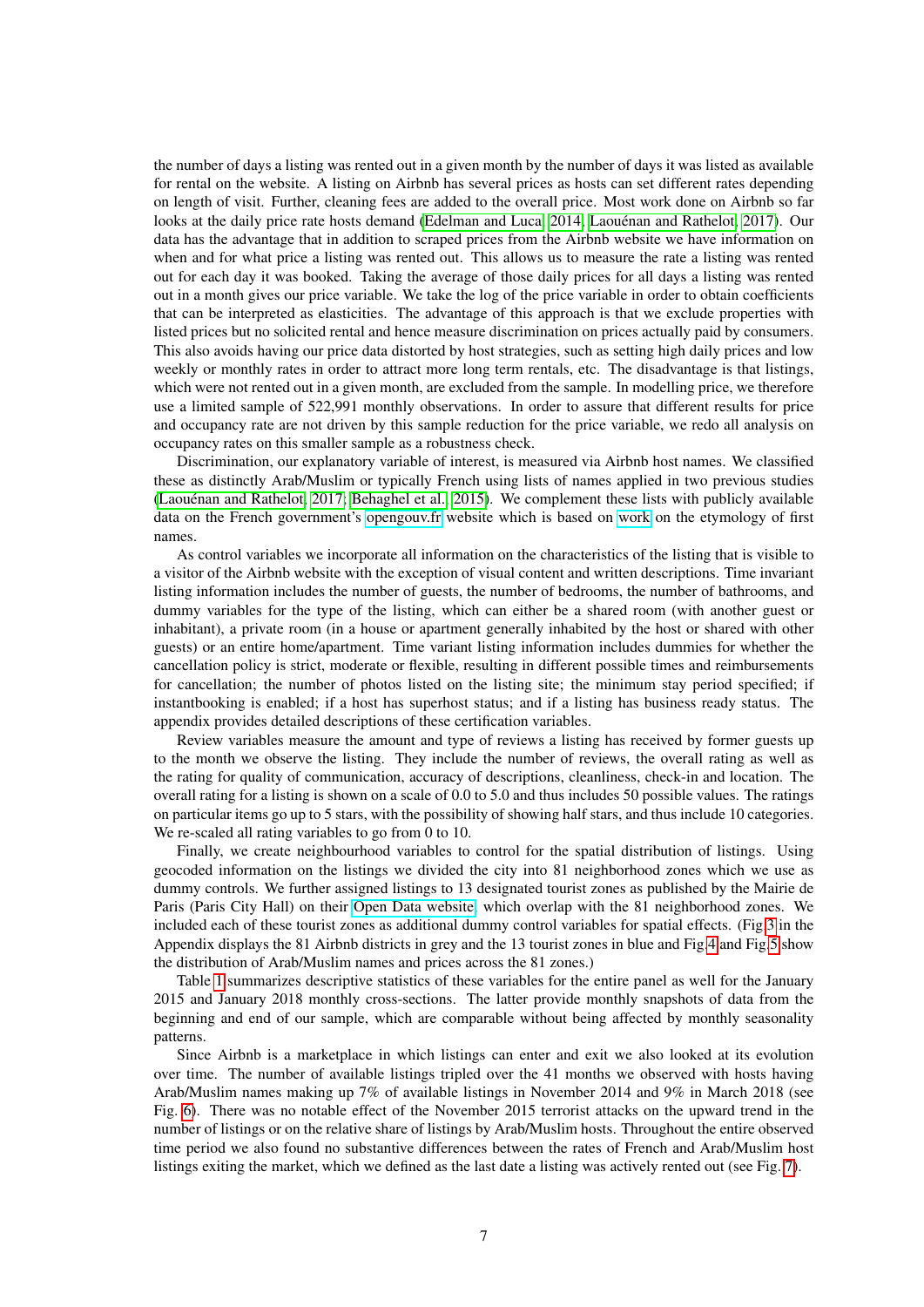the number of days a listing was rented out in a given month by the number of days it was listed as available for rental on the website. A listing on Airbnb has several prices as hosts can set different rates depending on length of visit. Further, cleaning fees are added to the overall price. Most work done on Airbnb so far looks at the daily price rate hosts demand (Edelman and Luca, 2014; Laouénan and Rathelot, 2017). Our data has the advantage that in addition to scraped prices from the Airbnb website we have information on when and for what price a listing was rented out. This allows us to measure the rate a listing was rented out for each day it was booked. Taking the average of those daily prices for all days a listing was rented out in a month gives our price variable. We take the log of the price variable in order to obtain coefficients that can be interpreted as elasticities. The advantage of this approach is that we exclude properties with listed prices but no solicited rental and hence measure discrimination on prices actually paid by consumers. This also avoids having our price data distorted by host strategies, such as setting high daily prices and low weekly or monthly rates in order to attract more long term rentals, etc. The disadvantage is that listings, which were not rented out in a given month, are excluded from the sample. In modelling price, we therefore use a limited sample of 522,991 monthly observations. In order to assure that different results for price and occupancy rate are not driven by this sample reduction for the price variable, we redo all analysis on occupancy rates on this smaller sample as a robustness check.

Discrimination, our explanatory variable of interest, is measured via Airbnb host names. We classified these as distinctly Arab/Muslim or typically French using lists of names applied in two previous studies (Laouénan and Rathelot, 2017; Behaghel et al., 2015). We complement these lists with publicly available data on the French government's opengouv.fr website which is based on work on the etymology of first names.

As control variables we incorporate all information on the characteristics of the listing that is visible to a visitor of the Airbnb website with the exception of visual content and written descriptions. Time invariant listing information includes the number of guests, the number of bedrooms, the number of bathrooms, and dummy variables for the type of the listing, which can either be a shared room (with another guest or inhabitant), a private room (in a house or apartment generally inhabited by the host or shared with other guests) or an entire home/apartment. Time variant listing information includes dummies for whether the cancellation policy is strict, moderate or flexible, resulting in different possible times and reimbursements for cancellation; the number of photos listed on the listing site; the minimum stay period specified; if instantbooking is enabled; if a host has superhost status; and if a listing has business ready status. The appendix provides detailed descriptions of these certification variables.

Review variables measure the amount and type of reviews a listing has received by former guests up to the month we observe the listing. They include the number of reviews, the overall rating as well as the rating for quality of communication, accuracy of descriptions, cleanliness, check-in and location. The overall rating for a listing is shown on a scale of 0.0 to 5.0 and thus includes 50 possible values. The ratings on particular items go up to 5 stars, with the possibility of showing half stars, and thus include 10 categories. We re-scaled all rating variables to go from 0 to 10.

Finally, we create neighbourhood variables to control for the spatial distribution of listings. Using geocoded information on the listings we divided the city into 81 neighborhood zones which we use as dummy controls. We further assigned listings to 13 designated tourist zones as published by the Mairie de Paris (Paris City Hall) on their Open Data website, which overlap with the 81 neighborhood zones. We included each of these tourist zones as additional dummy control variables for spatial effects. (Fig 3 in the Appendix displays the 81 Airbnb districts in grey and the 13 tourist zones in blue and Fig 4 and Fig 5 show the distribution of Arab/Muslim names and prices across the 81 zones.)

Table 1 summarizes descriptive statistics of these variables for the entire panel as well for the January 2015 and January 2018 monthly cross-sections. The latter provide monthly snapshots of data from the beginning and end of our sample, which are comparable without being affected by monthly seasonality patterns.

Since Airbnb is a marketplace in which listings can enter and exit we also looked at its evolution over time. The number of available listings tripled over the 41 months we observed with hosts having Arab/Muslim names making up 7% of available listings in November 2014 and 9% in March 2018 (see Fig. 6). There was no notable effect of the November 2015 terrorist attacks on the upward trend in the number of listings or on the relative share of listings by Arab/Muslim hosts. Throughout the entire observed time period we also found no substantive differences between the rates of French and Arab/Muslim host listings exiting the market, which we defined as the last date a listing was actively rented out (see Fig. 7).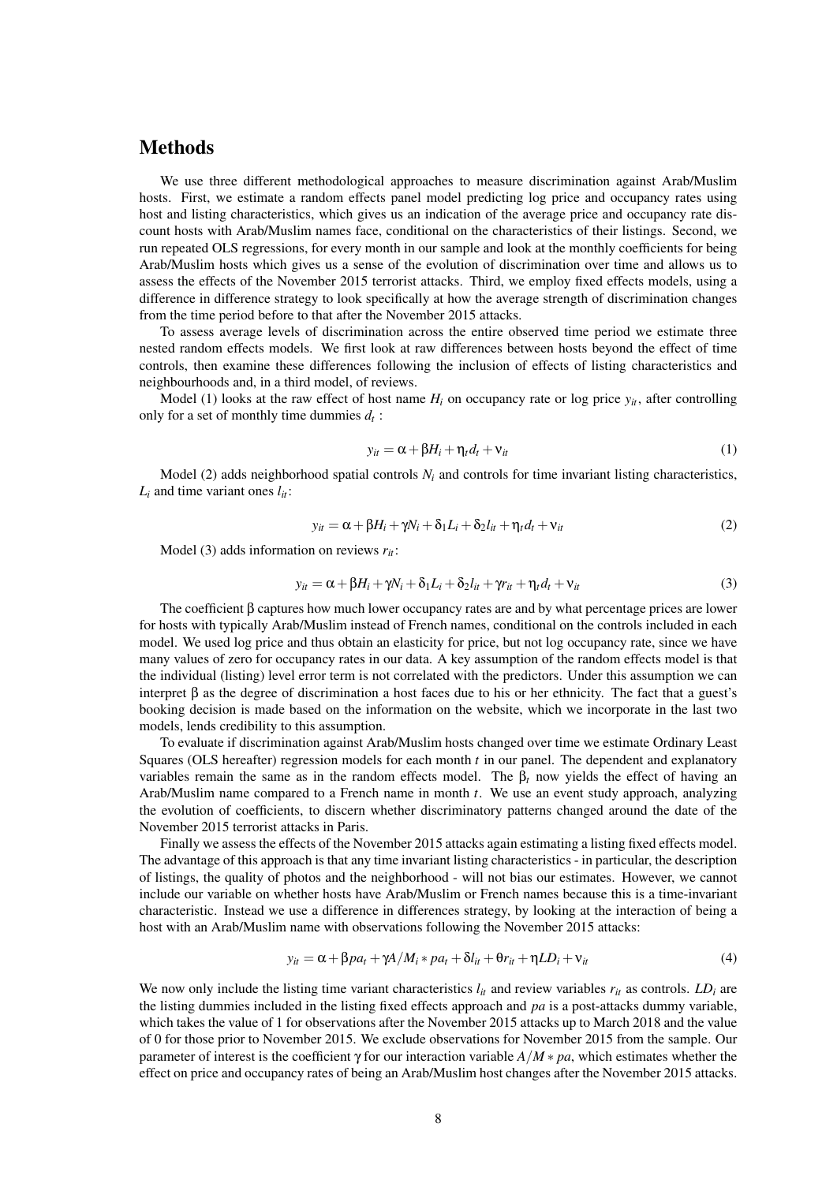# Methods

We use three different methodological approaches to measure discrimination against Arab/Muslim hosts. First, we estimate a random effects panel model predicting log price and occupancy rates using host and listing characteristics, which gives us an indication of the average price and occupancy rate discount hosts with Arab/Muslim names face, conditional on the characteristics of their listings. Second, we run repeated OLS regressions, for every month in our sample and look at the monthly coefficients for being Arab/Muslim hosts which gives us a sense of the evolution of discrimination over time and allows us to assess the effects of the November 2015 terrorist attacks. Third, we employ fixed effects models, using a difference in difference strategy to look specifically at how the average strength of discrimination changes from the time period before to that after the November 2015 attacks.

To assess average levels of discrimination across the entire observed time period we estimate three nested random effects models. We first look at raw differences between hosts beyond the effect of time controls, then examine these differences following the inclusion of effects of listing characteristics and neighbourhoods and, in a third model, of reviews.

Model (1) looks at the raw effect of host name $H_i$ on occupancy rate or log price $y_{it}$, after controlling only for a set of monthly time dummies $d_t$ :

$$y_{it} = \alpha + \beta H_i + \eta_t d_t + \nu_{it} \tag{1}$$

Model (2) adds neighborhood spatial controls $N_i$ and controls for time invariant listing characteristics, $L_i$ and time variant ones $l_{it}$:

$$y_{it} = \alpha + \beta H_i + \gamma N_i + \delta_1 L_i + \delta_2 l_{it} + \eta_t d_t + \nu_{it} \tag{2}$$

Model (3) adds information on reviews $r_{it}$:

$$y_{it} = \alpha + \beta H_i + \gamma N_i + \delta_1 L_i + \delta_2 l_{it} + \gamma r_{it} + \eta_t d_t + \nu_{it} \tag{3}$$

The coefficient $\beta$ captures how much lower occupancy rates are and by what percentage prices are lower for hosts with typically Arab/Muslim instead of French names, conditional on the controls included in each model. We used log price and thus obtain an elasticity for price, but not log occupancy rate, since we have many values of zero for occupancy rates in our data. A key assumption of the random effects model is that the individual (listing) level error term is not correlated with the predictors. Under this assumption we can interpret $\beta$ as the degree of discrimination a host faces due to his or her ethnicity. The fact that a guest's booking decision is made based on the information on the website, which we incorporate in the last two models, lends credibility to this assumption.

To evaluate if discrimination against Arab/Muslim hosts changed over time we estimate Ordinary Least Squares (OLS hereafter) regression models for each month $t$ in our panel. The dependent and explanatory variables remain the same as in the random effects model. The $\beta_t$ now yields the effect of having an Arab/Muslim name compared to a French name in month $t$. We use an event study approach, analyzing the evolution of coefficients, to discern whether discriminatory patterns changed around the date of the November 2015 terrorist attacks in Paris.

Finally we assess the effects of the November 2015 attacks again estimating a listing fixed effects model. The advantage of this approach is that any time invariant listing characteristics - in particular, the description of listings, the quality of photos and the neighborhood - will not bias our estimates. However, we cannot include our variable on whether hosts have Arab/Muslim or French names because this is a time-invariant characteristic. Instead we use a difference in differences strategy, by looking at the interaction of being a host with an Arab/Muslim name with observations following the November 2015 attacks:

$$y_{it} = \alpha + \beta pa_t + \gamma A/M_i * pa_t + \delta l_{it} + \theta r_{it} + \eta LD_i + \nu_{it} \tag{4}$$

We now only include the listing time variant characteristics $l_{it}$ and review variables $r_{it}$ as controls. $LD_i$ are the listing dummies included in the listing fixed effects approach and $pa$ is a post-attacks dummy variable, which takes the value of 1 for observations after the November 2015 attacks up to March 2018 and the value of 0 for those prior to November 2015. We exclude observations for November 2015 from the sample. Our parameter of interest is the coefficient $\gamma$ for our interaction variable $A/M * pa$, which estimates whether the effect on price and occupancy rates of being an Arab/Muslim host changes after the November 2015 attacks.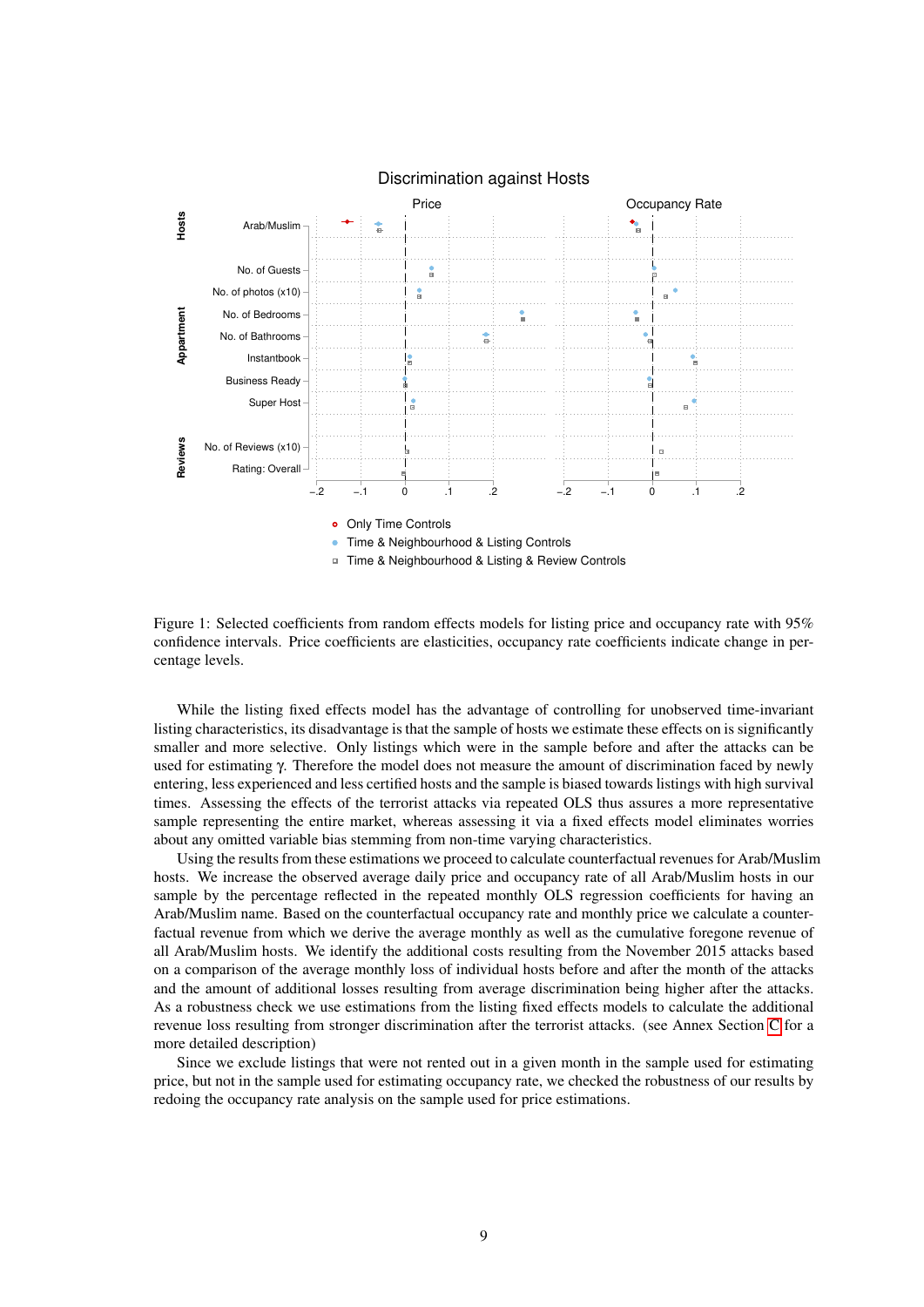Figure 1: Selected coefficients from random effects models for listing price and occupancy rate with 95% confidence intervals. Price coefficients are elasticities, occupancy rate coefficients indicate change in percentage levels.

While the listing fixed effects model has the advantage of controlling for unobserved time-invariant listing characteristics, its disadvantage is that the sample of hosts we estimate these effects on is significantly smaller and more selective. Only listings which were in the sample before and after the attacks can be used for estimating $\gamma$. Therefore the model does not measure the amount of discrimination faced by newly entering, less experienced and less certified hosts and the sample is biased towards listings with high survival times. Assessing the effects of the terrorist attacks via repeated OLS thus assures a more representative sample representing the entire market, whereas assessing it via a fixed effects model eliminates worries about any omitted variable bias stemming from non-time varying characteristics.

Using the results from these estimations we proceed to calculate counterfactual revenues for Arab/Muslim hosts. We increase the observed average daily price and occupancy rate of all Arab/Muslim hosts in our sample by the percentage reflected in the repeated monthly OLS regression coefficients for having an Arab/Muslim name. Based on the counterfactual occupancy rate and monthly price we calculate a counterfactual revenue from which we derive the average monthly as well as the cumulative foregone revenue of all Arab/Muslim hosts. We identify the additional costs resulting from the November 2015 attacks based on a comparison of the average monthly loss of individual hosts before and after the month of the attacks and the amount of additional losses resulting from average discrimination being higher after the attacks. As a robustness check we use estimations from the listing fixed effects models to calculate the additional revenue loss resulting from stronger discrimination after the terrorist attacks. (see Annex Section C for a more detailed description)

Since we exclude listings that were not rented out in a given month in the sample used for estimating price, but not in the sample used for estimating occupancy rate, we checked the robustness of our results by redoing the occupancy rate analysis on the sample used for price estimations.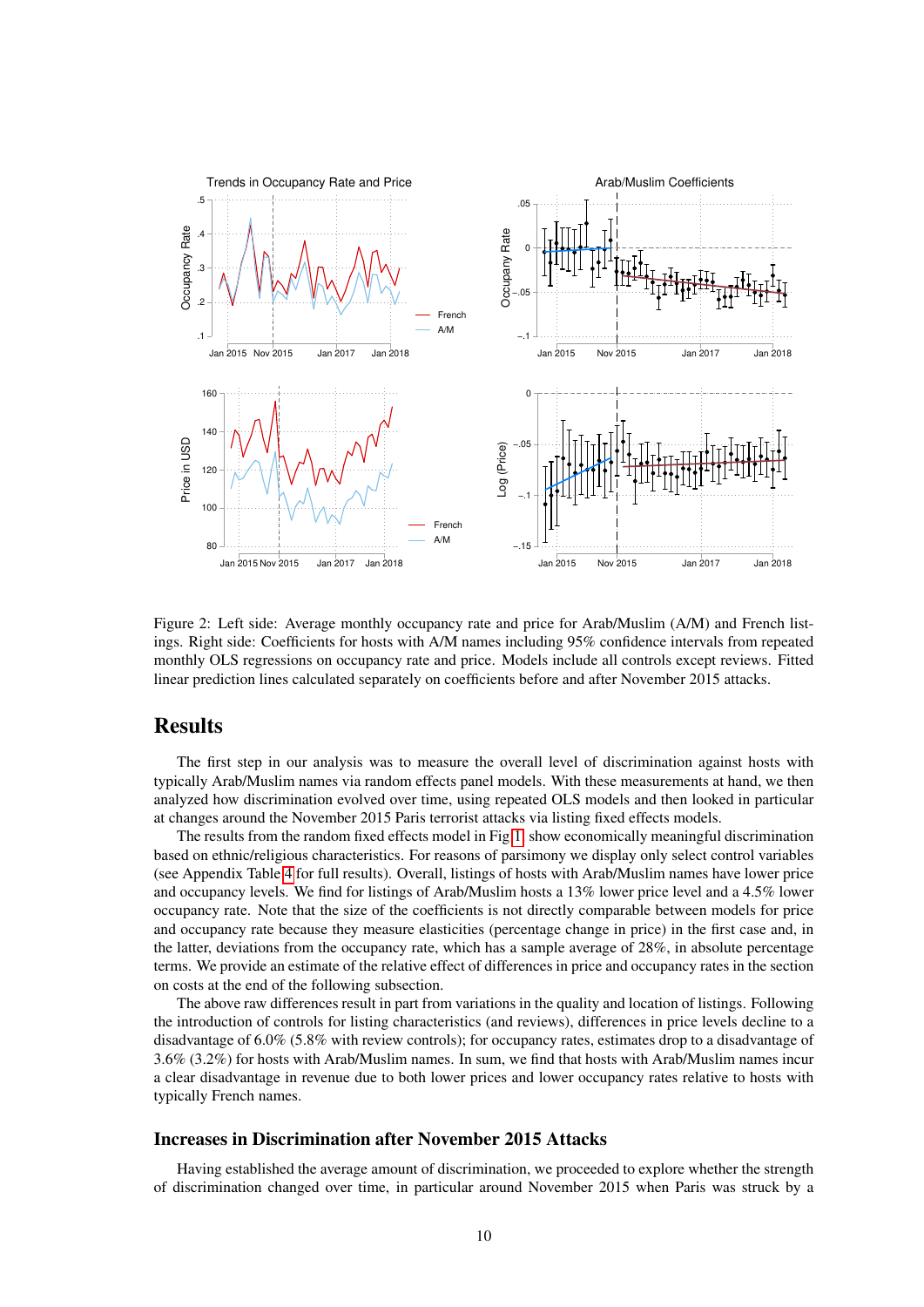Figure 2: Left side: Average monthly occupancy rate and price for Arab/Muslim (A/M) and French listings. Right side: Coefficients for hosts with A/M names including 95% confidence intervals from repeated monthly OLS regressions on occupancy rate and price. Models include all controls except reviews. Fitted linear prediction lines calculated separately on coefficients before and after November 2015 attacks.

## Results

The first step in our analysis was to measure the overall level of discrimination against hosts with typically Arab/Muslim names via random effects panel models. With these measurements at hand, we then analyzed how discrimination evolved over time, using repeated OLS models and then looked in particular at changes around the November 2015 Paris terrorist attacks via listing fixed effects models.

The results from the random fixed effects model in Fig 1 show economically meaningful discrimination based on ethnic/religious characteristics. For reasons of parsimony we display only select control variables (see Appendix Table 4 for full results). Overall, listings of hosts with Arab/Muslim names have lower price and occupancy levels. We find for listings of Arab/Muslim hosts a 13% lower price level and a 4.5% lower occupancy rate. Note that the size of the coefficients is not directly comparable between models for price and occupancy rate because they measure elasticities (percentage change in price) in the first case and, in the latter, deviations from the occupancy rate, which has a sample average of 28%, in absolute percentage terms. We provide an estimate of the relative effect of differences in price and occupancy rates in the section on costs at the end of the following subsection.

The above raw differences result in part from variations in the quality and location of listings. Following the introduction of controls for listing characteristics (and reviews), differences in price levels decline to a disadvantage of 6.0% (5.8% with review controls); for occupancy rates, estimates drop to a disadvantage of 3.6% (3.2%) for hosts with Arab/Muslim names. In sum, we find that hosts with Arab/Muslim names incur a clear disadvantage in revenue due to both lower prices and lower occupancy rates relative to hosts with typically French names.

### Increases in Discrimination after November 2015 Attacks

Having established the average amount of discrimination, we proceeded to explore whether the strength of discrimination changed over time, in particular around November 2015 when Paris was struck by a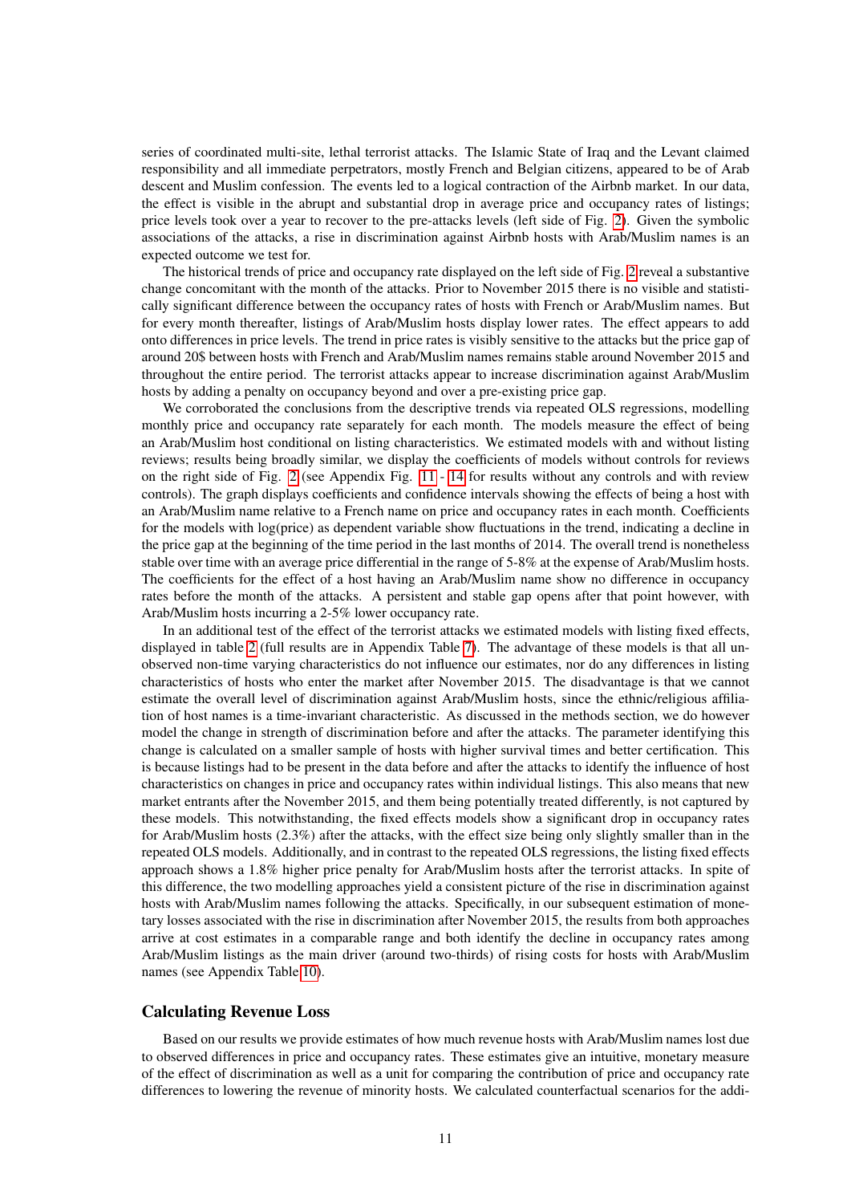series of coordinated multi-site, lethal terrorist attacks. The Islamic State of Iraq and the Levant claimed responsibility and all immediate perpetrators, mostly French and Belgian citizens, appeared to be of Arab descent and Muslim confession. The events led to a logical contraction of the Airbnb market. In our data, the effect is visible in the abrupt and substantial drop in average price and occupancy rates of listings; price levels took over a year to recover to the pre-attacks levels (left side of Fig. 2). Given the symbolic associations of the attacks, a rise in discrimination against Airbnb hosts with Arab/Muslim names is an expected outcome we test for.

The historical trends of price and occupancy rate displayed on the left side of Fig. 2 reveal a substantive change concomitant with the month of the attacks. Prior to November 2015 there is no visible and statistically significant difference between the occupancy rates of hosts with French or Arab/Muslim names. But for every month thereafter, listings of Arab/Muslim hosts display lower rates. The effect appears to add onto differences in price levels. The trend in price rates is visibly sensitive to the attacks but the price gap of around 20$ between hosts with French and Arab/Muslim names remains stable around November 2015 and throughout the entire period. The terrorist attacks appear to increase discrimination against Arab/Muslim hosts by adding a penalty on occupancy beyond and over a pre-existing price gap.

We corroborated the conclusions from the descriptive trends via repeated OLS regressions, modelling monthly price and occupancy rate separately for each month. The models measure the effect of being an Arab/Muslim host conditional on listing characteristics. We estimated models with and without listing reviews; results being broadly similar, we display the coefficients of models without controls for reviews on the right side of Fig. 2 (see Appendix Fig. 11 - 14 for results without any controls and with review controls). The graph displays coefficients and confidence intervals showing the effects of being a host with an Arab/Muslim name relative to a French name on price and occupancy rates in each month. Coefficients for the models with log(price) as dependent variable show fluctuations in the trend, indicating a decline in the price gap at the beginning of the time period in the last months of 2014. The overall trend is nonetheless stable over time with an average price differential in the range of 5-8% at the expense of Arab/Muslim hosts. The coefficients for the effect of a host having an Arab/Muslim name show no difference in occupancy rates before the month of the attacks. A persistent and stable gap opens after that point however, with Arab/Muslim hosts incurring a 2-5% lower occupancy rate.

In an additional test of the effect of the terrorist attacks we estimated models with listing fixed effects, displayed in table 2 (full results are in Appendix Table 7). The advantage of these models is that all unobserved non-time varying characteristics do not influence our estimates, nor do any differences in listing characteristics of hosts who enter the market after November 2015. The disadvantage is that we cannot estimate the overall level of discrimination against Arab/Muslim hosts, since the ethnic/religious affiliation of host names is a time-invariant characteristic. As discussed in the methods section, we do however model the change in strength of discrimination before and after the attacks. The parameter identifying this change is calculated on a smaller sample of hosts with higher survival times and better certification. This is because listings had to be present in the data before and after the attacks to identify the influence of host characteristics on changes in price and occupancy rates within individual listings. This also means that new market entrants after the November 2015, and them being potentially treated differently, is not captured by these models. This notwithstanding, the fixed effects models show a significant drop in occupancy rates for Arab/Muslim hosts (2.3%) after the attacks, with the effect size being only slightly smaller than in the repeated OLS models. Additionally, and in contrast to the repeated OLS regressions, the listing fixed effects approach shows a 1.8% higher price penalty for Arab/Muslim hosts after the terrorist attacks. In spite of this difference, the two modelling approaches yield a consistent picture of the rise in discrimination against hosts with Arab/Muslim names following the attacks. Specifically, in our subsequent estimation of monetary losses associated with the rise in discrimination after November 2015, the results from both approaches arrive at cost estimates in a comparable range and both identify the decline in occupancy rates among Arab/Muslim listings as the main driver (around two-thirds) of rising costs for hosts with Arab/Muslim names (see Appendix Table 10).

## Calculating Revenue Loss

Based on our results we provide estimates of how much revenue hosts with Arab/Muslim names lost due to observed differences in price and occupancy rates. These estimates give an intuitive, monetary measure of the effect of discrimination as well as a unit for comparing the contribution of price and occupancy rate differences to lowering the revenue of minority hosts. We calculated counterfactual scenarios for the addi-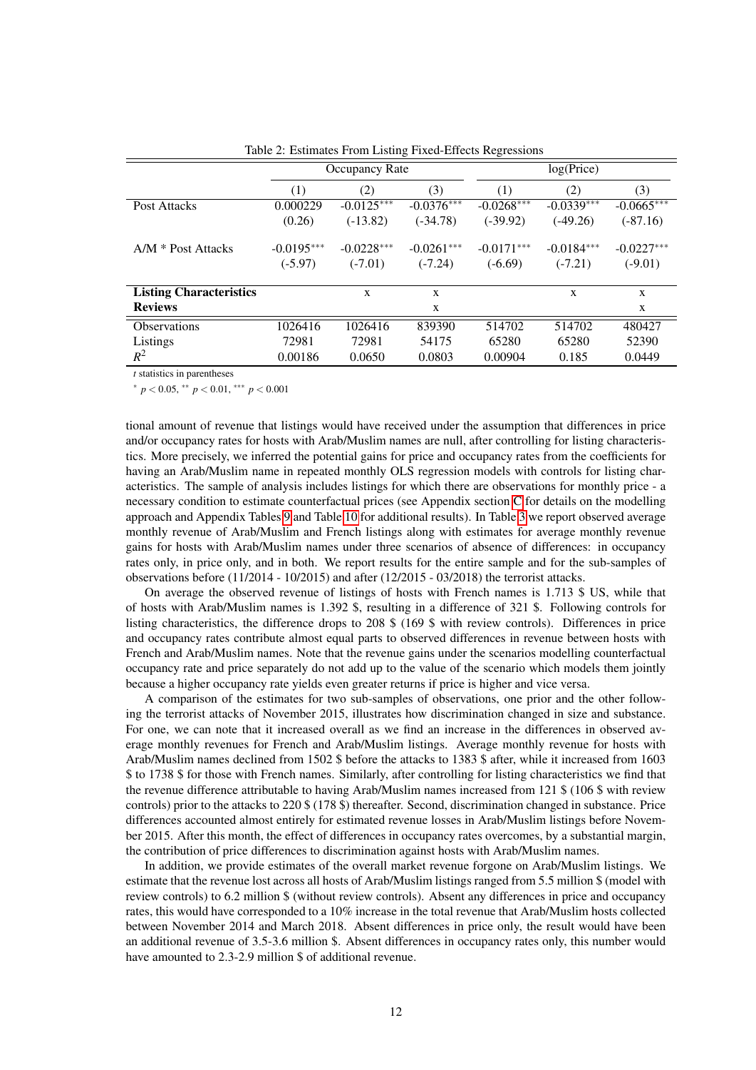Table 2: Estimates From Listing Fixed-Effects Regressions

| | Occupancy Rate | | | log(Price) | | |
|---|---|---|---|---|---|---|
| | (1) | (2) | (3) | (1) | (2) | (3) |
| Post Attacks | 0.000229 | -0.0125*** | -0.0376*** | -0.0268*** | -0.0339*** | -0.0665*** |
| | (0.26) | (-13.82) | (-34.78) | (-39.92) | (-49.26) | (-87.16) |
| A/M * Post Attacks | -0.0195*** | -0.0228*** | -0.0261*** | -0.0171*** | -0.0184*** | -0.0227*** |
| | (-5.97) | (-7.01) | (-7.24) | (-6.69) | (-7.21) | (-9.01) |
| **Listing Characteristics** | | x | x | | x | x |
| **Reviews** | | | x | | | x |
| Observations | 1026416 | 1026416 | 839390 | 514702 | 514702 | 480427 |
| Listings | 72981 | 72981 | 54175 | 65280 | 65280 | 52390 |
| $R^2$ | 0.00186 | 0.0650 | 0.0803 | 0.00904 | 0.185 | 0.0449 |

*t* statistics in parentheses

$^{*}$ $p < 0.05$, $^{**}$ $p < 0.01$, $^{***}$ $p < 0.001$

tional amount of revenue that listings would have received under the assumption that differences in price and/or occupancy rates for hosts with Arab/Muslim names are null, after controlling for listing characteristics. More precisely, we inferred the potential gains for price and occupancy rates from the coefficients for having an Arab/Muslim name in repeated monthly OLS regression models with controls for listing characteristics. The sample of analysis includes listings for which there are observations for monthly price - a necessary condition to estimate counterfactual prices (see Appendix section C for details on the modelling approach and Appendix Tables 9 and Table 10 for additional results). In Table 3 we report observed average monthly revenue of Arab/Muslim and French listings along with estimates for average monthly revenue gains for hosts with Arab/Muslim names under three scenarios of absence of differences: in occupancy rates only, in price only, and in both. We report results for the entire sample and for the sub-samples of observations before (11/2014 - 10/2015) and after (12/2015 - 03/2018) the terrorist attacks.

On average the observed revenue of listings of hosts with French names is 1.713 $ US, while that of hosts with Arab/Muslim names is 1.392 $, resulting in a difference of 321 $. Following controls for listing characteristics, the difference drops to 208 $ (169 $ with review controls). Differences in price and occupancy rates contribute almost equal parts to observed differences in revenue between hosts with French and Arab/Muslim names. Note that the revenue gains under the scenarios modelling counterfactual occupancy rate and price separately do not add up to the value of the scenario which models them jointly because a higher occupancy rate yields even greater returns if price is higher and vice versa.

A comparison of the estimates for two sub-samples of observations, one prior and the other following the terrorist attacks of November 2015, illustrates how discrimination changed in size and substance. For one, we can note that it increased overall as we find an increase in the differences in observed average monthly revenues for French and Arab/Muslim listings. Average monthly revenue for hosts with Arab/Muslim names declined from 1502 $ before the attacks to 1383 $ after, while it increased from 1603 $ to 1738 $ for those with French names. Similarly, after controlling for listing characteristics we find that the revenue difference attributable to having Arab/Muslim names increased from 121 $ (106 $ with review controls) prior to the attacks to 220 $ (178 $) thereafter. Second, discrimination changed in substance. Price differences accounted almost entirely for estimated revenue losses in Arab/Muslim listings before November 2015. After this month, the effect of differences in occupancy rates overcomes, by a substantial margin, the contribution of price differences to discrimination against hosts with Arab/Muslim names.

In addition, we provide estimates of the overall market revenue forgone on Arab/Muslim listings. We estimate that the revenue lost across all hosts of Arab/Muslim listings ranged from 5.5 million $ (model with review controls) to 6.2 million $ (without review controls). Absent any differences in price and occupancy rates, this would have corresponded to a 10% increase in the total revenue that Arab/Muslim hosts collected between November 2014 and March 2018. Absent differences in price only, the result would have been an additional revenue of 3.5-3.6 million $. Absent differences in occupancy rates only, this number would have amounted to 2.3-2.9 million $ of additional revenue.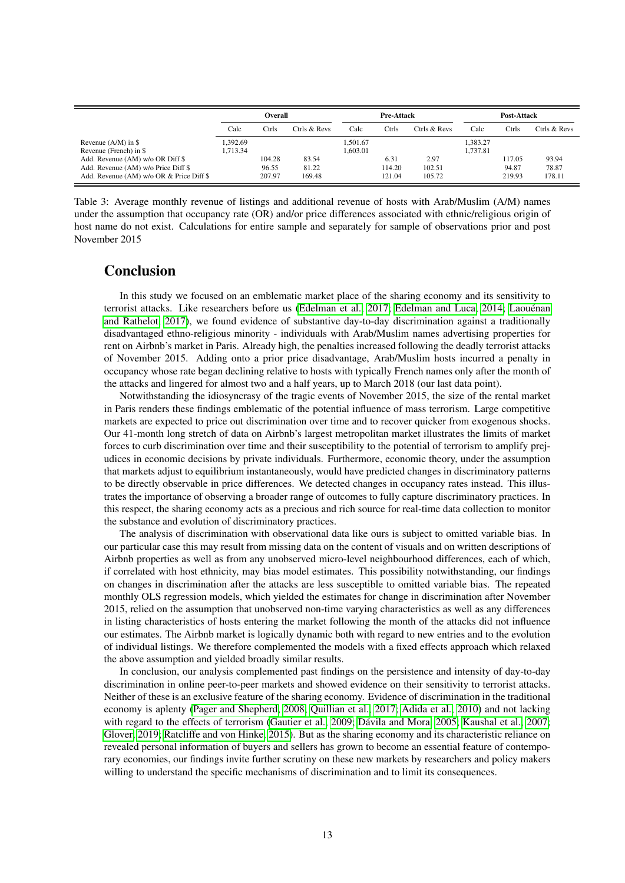| | Overall | | | Pre-Attack | | | Post-Attack | | |
|---|---|---|---|---|---|---|---|---|---|
| | Calc | Ctrls | Ctrls & Revs | Calc | Ctrls | Ctrls & Revs | Calc | Ctrls | Ctrls & Revs |
| Revenue (A/M) in $ | 1,392.69 | | | 1,501.67 | | | 1,383.27 | | |
| Revenue (French) in $ | 1,713.34 | | | 1,603.01 | | | 1,737.81 | | |
| Add. Revenue (AM) w/o OR Diff $ | | 104.28 | 83.54 | | 6.31 | 2.97 | | 117.05 | 93.94 |
| Add. Revenue (AM) w/o Price Diff $ | | 96.55 | 81.22 | | 114.20 | 102.51 | | 94.87 | 78.87 |
| Add. Revenue (AM) w/o OR & Price Diff $ | | 207.97 | 169.48 | | 121.04 | 105.72 | | 219.93 | 178.11 |

Table 3: Average monthly revenue of listings and additional revenue of hosts with Arab/Muslim (A/M) names under the assumption that occupancy rate (OR) and/or price differences associated with ethnic/religious origin of host name do not exist. Calculations for entire sample and separately for sample of observations prior and post November 2015

# Conclusion

In this study we focused on an emblematic market place of the sharing economy and its sensitivity to terrorist attacks. Like researchers before us (Edelman et al., 2017; Edelman and Luca, 2014; Laouénan and Rathelot, 2017), we found evidence of substantive day-to-day discrimination against a traditionally disadvantaged ethno-religious minority - individuals with Arab/Muslim names advertising properties for rent on Airbnb's market in Paris. Already high, the penalties increased following the deadly terrorist attacks of November 2015. Adding onto a prior price disadvantage, Arab/Muslim hosts incurred a penalty in occupancy whose rate began declining relative to hosts with typically French names only after the month of the attacks and lingered for almost two and a half years, up to March 2018 (our last data point).

Notwithstanding the idiosyncrasy of the tragic events of November 2015, the size of the rental market in Paris renders these findings emblematic of the potential influence of mass terrorism. Large competitive markets are expected to price out discrimination over time and to recover quicker from exogenous shocks. Our 41-month long stretch of data on Airbnb's largest metropolitan market illustrates the limits of market forces to curb discrimination over time and their susceptibility to the potential of terrorism to amplify prejudices in economic decisions by private individuals. Furthermore, economic theory, under the assumption that markets adjust to equilibrium instantaneously, would have predicted changes in discriminatory patterns to be directly observable in price differences. We detected changes in occupancy rates instead. This illustrates the importance of observing a broader range of outcomes to fully capture discriminatory practices. In this respect, the sharing economy acts as a precious and rich source for real-time data collection to monitor the substance and evolution of discriminatory practices.

The analysis of discrimination with observational data like ours is subject to omitted variable bias. In our particular case this may result from missing data on the content of visuals and on written descriptions of Airbnb properties as well as from any unobserved micro-level neighbourhood differences, each of which, if correlated with host ethnicity, may bias model estimates. This possibility notwithstanding, our findings on changes in discrimination after the attacks are less susceptible to omitted variable bias. The repeated monthly OLS regression models, which yielded the estimates for change in discrimination after November 2015, relied on the assumption that unobserved non-time varying characteristics as well as any differences in listing characteristics of hosts entering the market following the month of the attacks did not influence our estimates. The Airbnb market is logically dynamic both with regard to new entries and to the evolution of individual listings. We therefore complemented the models with a fixed effects approach which relaxed the above assumption and yielded broadly similar results.

In conclusion, our analysis complemented past findings on the persistence and intensity of day-to-day discrimination in online peer-to-peer markets and showed evidence on their sensitivity to terrorist attacks. Neither of these is an exclusive feature of the sharing economy. Evidence of discrimination in the traditional economy is aplenty (Pager and Shepherd, 2008; Quillian et al., 2017; Adida et al., 2010) and not lacking with regard to the effects of terrorism (Gautier et al., 2009; Dávila and Mora, 2005; Kaushal et al., 2007; Glover, 2019; Ratcliffe and von Hinke, 2015). But as the sharing economy and its characteristic reliance on revealed personal information of buyers and sellers has grown to become an essential feature of contemporary economies, our findings invite further scrutiny on these new markets by researchers and policy makers willing to understand the specific mechanisms of discrimination and to limit its consequences.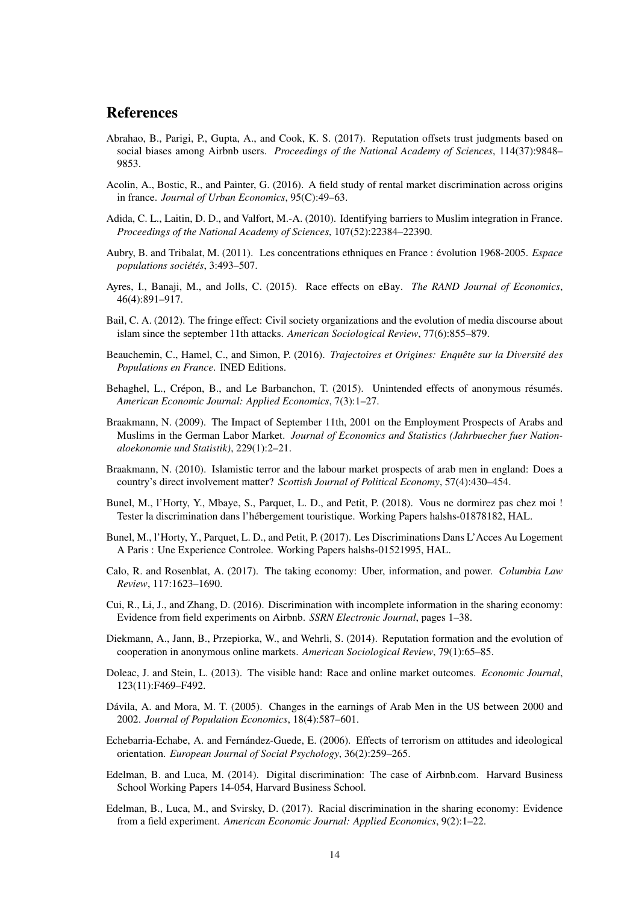## References

Abrahao, B., Parigi, P., Gupta, A., and Cook, K. S. (2017). Reputation offsets trust judgments based on social biases among Airbnb users. *Proceedings of the National Academy of Sciences*, 114(37):9848–9853.

Acolin, A., Bostic, R., and Painter, G. (2016). A field study of rental market discrimination across origins in france. *Journal of Urban Economics*, 95(C):49–63.

Adida, C. L., Laitin, D. D., and Valfort, M.-A. (2010). Identifying barriers to Muslim integration in France. *Proceedings of the National Academy of Sciences*, 107(52):22384–22390.

Aubry, B. and Tribalat, M. (2011). Les concentrations ethniques en France : évolution 1968-2005. *Espace populations sociétés*, 3:493–507.

Ayres, I., Banaji, M., and Jolls, C. (2015). Race effects on eBay. *The RAND Journal of Economics*, 46(4):891–917.

Bail, C. A. (2012). The fringe effect: Civil society organizations and the evolution of media discourse about islam since the september 11th attacks. *American Sociological Review*, 77(6):855–879.

Beauchemin, C., Hamel, C., and Simon, P. (2016). *Trajectoires et Origines: Enquête sur la Diversité des Populations en France*. INED Editions.

Behaghel, L., Crépon, B., and Le Barbanchon, T. (2015). Unintended effects of anonymous résumés. *American Economic Journal: Applied Economics*, 7(3):1–27.

Braakmann, N. (2009). The Impact of September 11th, 2001 on the Employment Prospects of Arabs and Muslims in the German Labor Market. *Journal of Economics and Statistics (Jahrbuecher fuer Nationaloekonomie und Statistik)*, 229(1):2–21.

Braakmann, N. (2010). Islamistic terror and the labour market prospects of arab men in england: Does a country's direct involvement matter? *Scottish Journal of Political Economy*, 57(4):430–454.

Bunel, M., l'Horty, Y., Mbaye, S., Parquet, L. D., and Petit, P. (2018). Vous ne dormirez pas chez moi ! Tester la discrimination dans l'hébergement touristique. Working Papers halshs-01878182, HAL.

Bunel, M., l'Horty, Y., Parquet, L. D., and Petit, P. (2017). Les Discriminations Dans L'Acces Au Logement A Paris : Une Experience Controlee. Working Papers halshs-01521995, HAL.

Calo, R. and Rosenblat, A. (2017). The taking economy: Uber, information, and power. *Columbia Law Review*, 117:1623–1690.

Cui, R., Li, J., and Zhang, D. (2016). Discrimination with incomplete information in the sharing economy: Evidence from field experiments on Airbnb. *SSRN Electronic Journal*, pages 1–38.

Diekmann, A., Jann, B., Przepiorka, W., and Wehrli, S. (2014). Reputation formation and the evolution of cooperation in anonymous online markets. *American Sociological Review*, 79(1):65–85.

Doleac, J. and Stein, L. (2013). The visible hand: Race and online market outcomes. *Economic Journal*, 123(11):F469–F492.

Dávila, A. and Mora, M. T. (2005). Changes in the earnings of Arab Men in the US between 2000 and 2002. *Journal of Population Economics*, 18(4):587–601.

Echebarria-Echabe, A. and Fernández-Guede, E. (2006). Effects of terrorism on attitudes and ideological orientation. *European Journal of Social Psychology*, 36(2):259–265.

Edelman, B. and Luca, M. (2014). Digital discrimination: The case of Airbnb.com. Harvard Business School Working Papers 14-054, Harvard Business School.

Edelman, B., Luca, M., and Svirsky, D. (2017). Racial discrimination in the sharing economy: Evidence from a field experiment. *American Economic Journal: Applied Economics*, 9(2):1–22.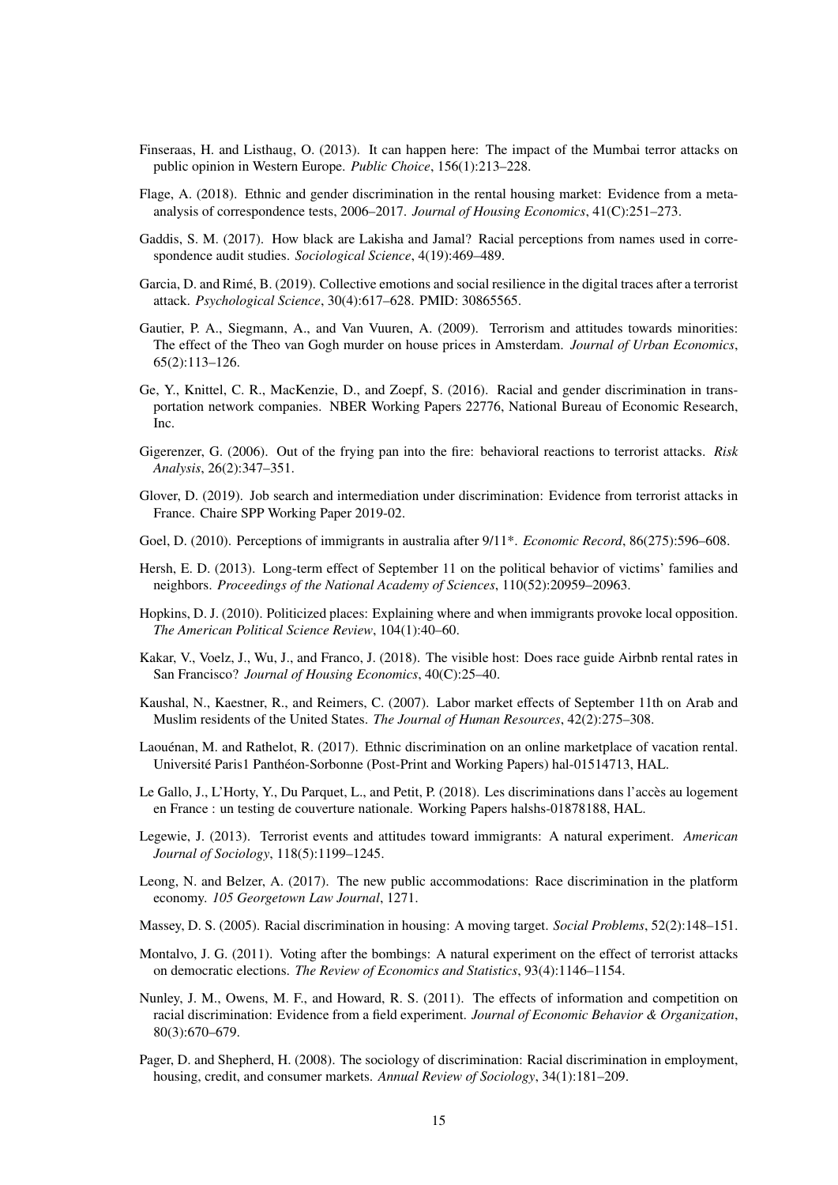Finseraas, H. and Listhaug, O. (2013). It can happen here: The impact of the Mumbai terror attacks on public opinion in Western Europe. *Public Choice*, 156(1):213–228.

Flage, A. (2018). Ethnic and gender discrimination in the rental housing market: Evidence from a meta-analysis of correspondence tests, 2006–2017. *Journal of Housing Economics*, 41(C):251–273.

Gaddis, S. M. (2017). How black are Lakisha and Jamal? Racial perceptions from names used in correspondence audit studies. *Sociological Science*, 4(19):469–489.

Garcia, D. and Rimé, B. (2019). Collective emotions and social resilience in the digital traces after a terrorist attack. *Psychological Science*, 30(4):617–628. PMID: 30865565.

Gautier, P. A., Siegmann, A., and Van Vuuren, A. (2009). Terrorism and attitudes towards minorities: The effect of the Theo van Gogh murder on house prices in Amsterdam. *Journal of Urban Economics*, 65(2):113–126.

Ge, Y., Knittel, C. R., MacKenzie, D., and Zoepf, S. (2016). Racial and gender discrimination in transportation network companies. NBER Working Papers 22776, National Bureau of Economic Research, Inc.

Gigerenzer, G. (2006). Out of the frying pan into the fire: behavioral reactions to terrorist attacks. *Risk Analysis*, 26(2):347–351.

Glover, D. (2019). Job search and intermediation under discrimination: Evidence from terrorist attacks in France. Chaire SPP Working Paper 2019-02.

Goel, D. (2010). Perceptions of immigrants in australia after 9/11*. *Economic Record*, 86(275):596–608.

Hersh, E. D. (2013). Long-term effect of September 11 on the political behavior of victims' families and neighbors. *Proceedings of the National Academy of Sciences*, 110(52):20959–20963.

Hopkins, D. J. (2010). Politicized places: Explaining where and when immigrants provoke local opposition. *The American Political Science Review*, 104(1):40–60.

Kakar, V., Voelz, J., Wu, J., and Franco, J. (2018). The visible host: Does race guide Airbnb rental rates in San Francisco? *Journal of Housing Economics*, 40(C):25–40.

Kaushal, N., Kaestner, R., and Reimers, C. (2007). Labor market effects of September 11th on Arab and Muslim residents of the United States. *The Journal of Human Resources*, 42(2):275–308.

Laouénan, M. and Rathelot, R. (2017). Ethnic discrimination on an online marketplace of vacation rental. Université Paris1 Panthéon-Sorbonne (Post-Print and Working Papers) hal-01514713, HAL.

Le Gallo, J., L'Horty, Y., Du Parquet, L., and Petit, P. (2018). Les discriminations dans l'accès au logement en France : un testing de couverture nationale. Working Papers halshs-01878188, HAL.

Legewie, J. (2013). Terrorist events and attitudes toward immigrants: A natural experiment. *American Journal of Sociology*, 118(5):1199–1245.

Leong, N. and Belzer, A. (2017). The new public accommodations: Race discrimination in the platform economy. *105 Georgetown Law Journal*, 1271.

Massey, D. S. (2005). Racial discrimination in housing: A moving target. *Social Problems*, 52(2):148–151.

Montalvo, J. G. (2011). Voting after the bombings: A natural experiment on the effect of terrorist attacks on democratic elections. *The Review of Economics and Statistics*, 93(4):1146–1154.

Nunley, J. M., Owens, M. F., and Howard, R. S. (2011). The effects of information and competition on racial discrimination: Evidence from a field experiment. *Journal of Economic Behavior & Organization*, 80(3):670–679.

Pager, D. and Shepherd, H. (2008). The sociology of discrimination: Racial discrimination in employment, housing, credit, and consumer markets. *Annual Review of Sociology*, 34(1):181–209.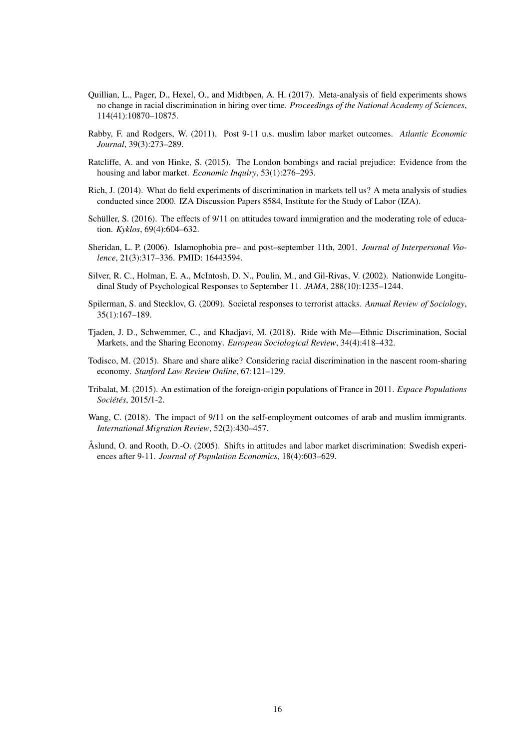Quillian, L., Pager, D., Hexel, O., and Midtbøen, A. H. (2017). Meta-analysis of field experiments shows no change in racial discrimination in hiring over time. *Proceedings of the National Academy of Sciences*, 114(41):10870–10875.

Rabby, F. and Rodgers, W. (2011). Post 9-11 u.s. muslim labor market outcomes. *Atlantic Economic Journal*, 39(3):273–289.

Ratcliffe, A. and von Hinke, S. (2015). The London bombings and racial prejudice: Evidence from the housing and labor market. *Economic Inquiry*, 53(1):276–293.

Rich, J. (2014). What do field experiments of discrimination in markets tell us? A meta analysis of studies conducted since 2000. IZA Discussion Papers 8584, Institute for the Study of Labor (IZA).

Schüller, S. (2016). The effects of 9/11 on attitudes toward immigration and the moderating role of education. *Kyklos*, 69(4):604–632.

Sheridan, L. P. (2006). Islamophobia pre– and post–september 11th, 2001. *Journal of Interpersonal Violence*, 21(3):317–336. PMID: 16443594.

Silver, R. C., Holman, E. A., McIntosh, D. N., Poulin, M., and Gil-Rivas, V. (2002). Nationwide Longitudinal Study of Psychological Responses to September 11. *JAMA*, 288(10):1235–1244.

Spilerman, S. and Stecklov, G. (2009). Societal responses to terrorist attacks. *Annual Review of Sociology*, 35(1):167–189.

Tjaden, J. D., Schwemmer, C., and Khadjavi, M. (2018). Ride with Me—Ethnic Discrimination, Social Markets, and the Sharing Economy. *European Sociological Review*, 34(4):418–432.

Todisco, M. (2015). Share and share alike? Considering racial discrimination in the nascent room-sharing economy. *Stanford Law Review Online*, 67:121–129.

Tribalat, M. (2015). An estimation of the foreign-origin populations of France in 2011. *Espace Populations Sociétés*, 2015/1-2.

Wang, C. (2018). The impact of 9/11 on the self-employment outcomes of arab and muslim immigrants. *International Migration Review*, 52(2):430–457.

Åslund, O. and Rooth, D.-O. (2005). Shifts in attitudes and labor market discrimination: Swedish experiences after 9-11. *Journal of Population Economics*, 18(4):603–629.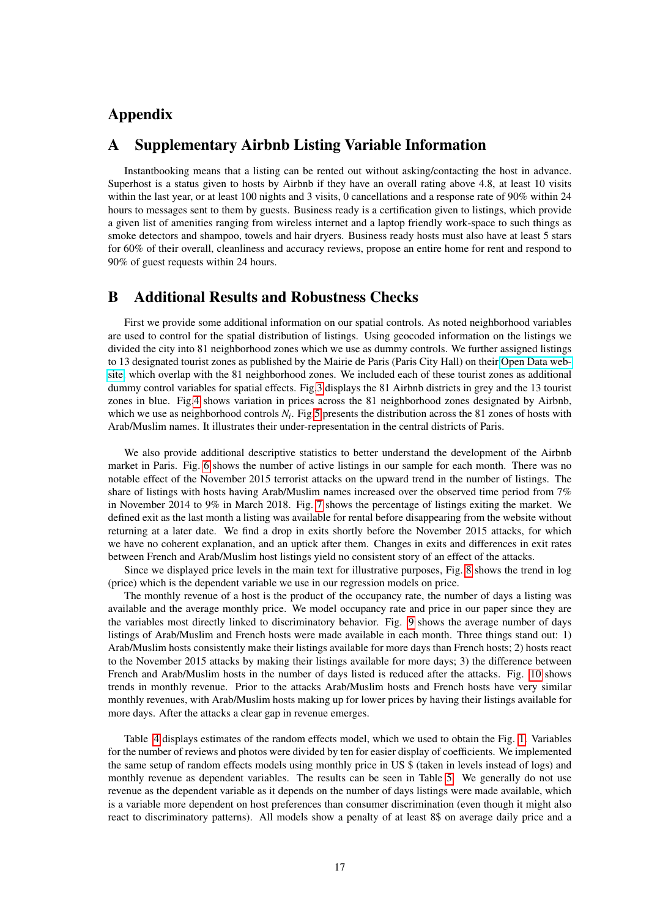# Appendix

## A Supplementary Airbnb Listing Variable Information

Instantbooking means that a listing can be rented out without asking/contacting the host in advance. Superhost is a status given to hosts by Airbnb if they have an overall rating above 4.8, at least 10 visits within the last year, or at least 100 nights and 3 visits, 0 cancellations and a response rate of 90% within 24 hours to messages sent to them by guests. Business ready is a certification given to listings, which provide a given list of amenities ranging from wireless internet and a laptop friendly work-space to such things as smoke detectors and shampoo, towels and hair dryers. Business ready hosts must also have at least 5 stars for 60% of their overall, cleanliness and accuracy reviews, propose an entire home for rent and respond to 90% of guest requests within 24 hours.

## B Additional Results and Robustness Checks

First we provide some additional information on our spatial controls. As noted neighborhood variables are used to control for the spatial distribution of listings. Using geocoded information on the listings we divided the city into 81 neighborhood zones which we use as dummy controls. We further assigned listings to 13 designated tourist zones as published by the Mairie de Paris (Paris City Hall) on their Open Data website, which overlap with the 81 neighborhood zones. We included each of these tourist zones as additional dummy control variables for spatial effects. Fig.3 displays the 81 Airbnb districts in grey and the 13 tourist zones in blue. Fig.4 shows variation in prices across the 81 neighborhood zones designated by Airbnb, which we use as neighborhood controls $N_i$. Fig.5 presents the distribution across the 81 zones of hosts with Arab/Muslim names. It illustrates their under-representation in the central districts of Paris.

We also provide additional descriptive statistics to better understand the development of the Airbnb market in Paris. Fig. 6 shows the number of active listings in our sample for each month. There was no notable effect of the November 2015 terrorist attacks on the upward trend in the number of listings. The share of listings with hosts having Arab/Muslim names increased over the observed time period from 7% in November 2014 to 9% in March 2018. Fig. 7 shows the percentage of listings exiting the market. We defined exit as the last month a listing was available for rental before disappearing from the website without returning at a later date. We find a drop in exits shortly before the November 2015 attacks, for which we have no coherent explanation, and an uptick after them. Changes in exits and differences in exit rates between French and Arab/Muslim host listings yield no consistent story of an effect of the attacks.

Since we displayed price levels in the main text for illustrative purposes, Fig. 8 shows the trend in log (price) which is the dependent variable we use in our regression models on price.

The monthly revenue of a host is the product of the occupancy rate, the number of days a listing was available and the average monthly price. We model occupancy rate and price in our paper since they are the variables most directly linked to discriminatory behavior. Fig. 9 shows the average number of days listings of Arab/Muslim and French hosts were made available in each month. Three things stand out: 1) Arab/Muslim hosts consistently make their listings available for more days than French hosts; 2) hosts react to the November 2015 attacks by making their listings available for more days; 3) the difference between French and Arab/Muslim hosts in the number of days listed is reduced after the attacks. Fig. 10 shows trends in monthly revenue. Prior to the attacks Arab/Muslim hosts and French hosts have very similar monthly revenues, with Arab/Muslim hosts making up for lower prices by having their listings available for more days. After the attacks a clear gap in revenue emerges.

Table 4 displays estimates of the random effects model, which we used to obtain the Fig. 1. Variables for the number of reviews and photos were divided by ten for easier display of coefficients. We implemented the same setup of random effects models using monthly price in US $ (taken in levels instead of logs) and monthly revenue as dependent variables. The results can be seen in Table 5. We generally do not use revenue as the dependent variable as it depends on the number of days listings were made available, which is a variable more dependent on host preferences than consumer discrimination (even though it might also react to discriminatory patterns). All models show a penalty of at least 8$ on average daily price and a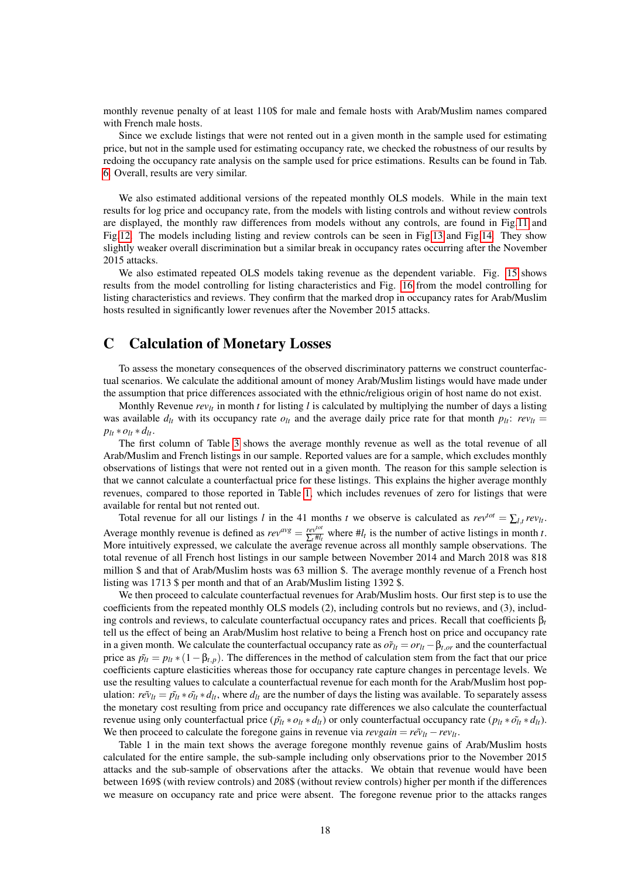monthly revenue penalty of at least 110$ for male and female hosts with Arab/Muslim names compared with French male hosts.

Since we exclude listings that were not rented out in a given month in the sample used for estimating price, but not in the sample used for estimating occupancy rate, we checked the robustness of our results by redoing the occupancy rate analysis on the sample used for price estimations. Results can be found in Tab. 6. Overall, results are very similar.

We also estimated additional versions of the repeated monthly OLS models. While in the main text results for log price and occupancy rate, from the models with listing controls and without review controls are displayed, the monthly raw differences from models without any controls, are found in Fig 11 and Fig 12. The models including listing and review controls can be seen in Fig 13 and Fig 14. They show slightly weaker overall discrimination but a similar break in occupancy rates occurring after the November 2015 attacks.

We also estimated repeated OLS models taking revenue as the dependent variable. Fig. 15 shows results from the model controlling for listing characteristics and Fig. 16 from the model controlling for listing characteristics and reviews. They confirm that the marked drop in occupancy rates for Arab/Muslim hosts resulted in significantly lower revenues after the November 2015 attacks.

## C Calculation of Monetary Losses

To assess the monetary consequences of the observed discriminatory patterns we construct counterfactual scenarios. We calculate the additional amount of money Arab/Muslim listings would have made under the assumption that price differences associated with the ethnic/religious origin of host name do not exist.

Monthly Revenue $rev_{lt}$ in month $t$ for listing $l$ is calculated by multiplying the number of days a listing was available $d_{lt}$ with its occupancy rate $o_{lt}$ and the average daily price rate for that month $p_{lt}$: $rev_{lt} = p_{lt} * o_{lt} * d_{lt}$.

The first column of Table 3 shows the average monthly revenue as well as the total revenue of all Arab/Muslim and French listings in our sample. Reported values are for a sample, which excludes monthly observations of listings that were not rented out in a given month. The reason for this sample selection is that we cannot calculate a counterfactual price for these listings. This explains the higher average monthly revenues, compared to those reported in Table 1, which includes revenues of zero for listings that were available for rental but not rented out.

Total revenue for all our listings $l$ in the 41 months $t$ we observe is calculated as $rev^{tot} = \sum_{l,t} rev_{lt}$. Average monthly revenue is defined as $rev^{avg} = \frac{rev^{tot}}{\sum_t \#l_t}$ where $\#l_t$ is the number of active listings in month $t$. More intuitively expressed, we calculate the average revenue across all monthly sample observations. The total revenue of all French host listings in our sample between November 2014 and March 2018 was 818 million \$ and that of Arab/Muslim hosts was 63 million \$. The average monthly revenue of a French host listing was 1713 \$ per month and that of an Arab/Muslim listing 1392 \$.

We then proceed to calculate counterfactual revenues for Arab/Muslim hosts. Our first step is to use the coefficients from the repeated monthly OLS models (2), including controls but no reviews, and (3), including controls and reviews, to calculate counterfactual occupancy rates and prices. Recall that coefficients $\beta_t$ tell us the effect of being an Arab/Muslim host relative to being a French host on price and occupancy rate in a given month. We calculate the counterfactual occupancy rate as $\tilde{or}_{lt} = or_{lt} - \beta_{t,or}$ and the counterfactual price as $\tilde{p}_{lt} = p_{lt} * (1 - \beta_{t,p})$. The differences in the method of calculation stem from the fact that our price coefficients capture elasticities whereas those for occupancy rate capture changes in percentage levels. We use the resulting values to calculate a counterfactual revenue for each month for the Arab/Muslim host population: $\tilde{rev}_{lt} = \tilde{p}_{lt} * \tilde{o}_{lt} * d_{lt}$, where $d_{lt}$ are the number of days the listing was available. To separately assess the monetary cost resulting from price and occupancy rate differences we also calculate the counterfactual revenue using only counterfactual price ($\tilde{p}_{lt} * o_{lt} * d_{lt}$) or only counterfactual occupancy rate ($p_{lt} * \tilde{o}_{lt} * d_{lt}$). We then proceed to calculate the foregone gains in revenue via $revgain = \tilde{rev}_{lt} - rev_{lt}$.

Table 1 in the main text shows the average foregone monthly revenue gains of Arab/Muslim hosts calculated for the entire sample, the sub-sample including only observations prior to the November 2015 attacks and the sub-sample of observations after the attacks. We obtain that revenue would have been between 169\$ (with review controls) and 208\$ (without review controls) higher per month if the differences we measure on occupancy rate and price were absent. The foregone revenue prior to the attacks ranges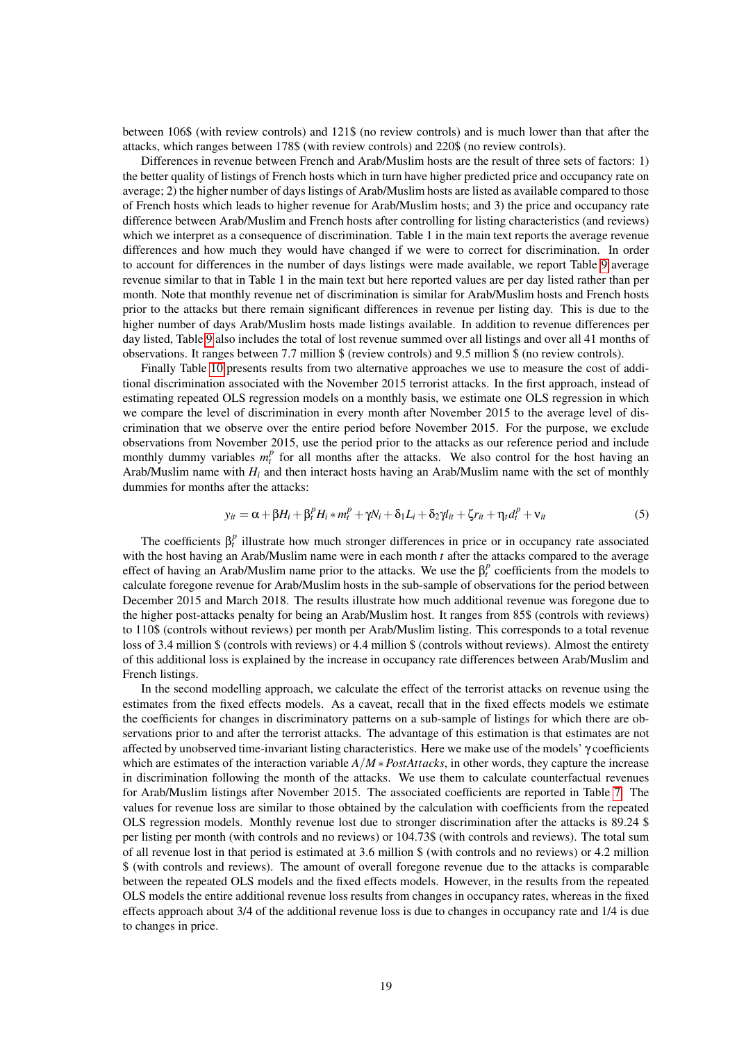between 106$ (with review controls) and 121$ (no review controls) and is much lower than that after the attacks, which ranges between 178$ (with review controls) and 220$ (no review controls).

Differences in revenue between French and Arab/Muslim hosts are the result of three sets of factors: 1) the better quality of listings of French hosts which in turn have higher predicted price and occupancy rate on average; 2) the higher number of days listings of Arab/Muslim hosts are listed as available compared to those of French hosts which leads to higher revenue for Arab/Muslim hosts; and 3) the price and occupancy rate difference between Arab/Muslim and French hosts after controlling for listing characteristics (and reviews) which we interpret as a consequence of discrimination. Table 1 in the main text reports the average revenue differences and how much they would have changed if we were to correct for discrimination. In order to account for differences in the number of days listings were made available, we report Table 9 average revenue similar to that in Table 1 in the main text but here reported values are per day listed rather than per month. Note that monthly revenue net of discrimination is similar for Arab/Muslim hosts and French hosts prior to the attacks but there remain significant differences in revenue per listing day. This is due to the higher number of days Arab/Muslim hosts made listings available. In addition to revenue differences per day listed, Table 9 also includes the total of lost revenue summed over all listings and over all 41 months of observations. It ranges between 7.7 million $ (review controls) and 9.5 million $ (no review controls).

Finally Table 10 presents results from two alternative approaches we use to measure the cost of additional discrimination associated with the November 2015 terrorist attacks. In the first approach, instead of estimating repeated OLS regression models on a monthly basis, we estimate one OLS regression in which we compare the level of discrimination in every month after November 2015 to the average level of discrimination that we observe over the entire period before November 2015. For the purpose, we exclude observations from November 2015, use the period prior to the attacks as our reference period and include monthly dummy variables $m_t^p$ for all months after the attacks. We also control for the host having an Arab/Muslim name with $H_i$ and then interact hosts having an Arab/Muslim name with the set of monthly dummies for months after the attacks:

$$y_{it} = \alpha + \beta H_i + \beta_t^p H_i * m_t^p + \gamma N_i + \delta_1 L_i + \delta_2 \gamma l_{it} + \zeta r_{it} + \eta_t d_t^p + \nu_{it} \tag{5}$$

The coefficients $\beta_t^p$ illustrate how much stronger differences in price or in occupancy rate associated with the host having an Arab/Muslim name were in each month $t$ after the attacks compared to the average effect of having an Arab/Muslim name prior to the attacks. We use the $\beta_t^p$ coefficients from the models to calculate foregone revenue for Arab/Muslim hosts in the sub-sample of observations for the period between December 2015 and March 2018. The results illustrate how much additional revenue was foregone due to the higher post-attacks penalty for being an Arab/Muslim host. It ranges from 85$ (controls with reviews) to 110$ (controls without reviews) per month per Arab/Muslim listing. This corresponds to a total revenue loss of 3.4 million $ (controls with reviews) or 4.4 million $ (controls without reviews). Almost the entirety of this additional loss is explained by the increase in occupancy rate differences between Arab/Muslim and French listings.

In the second modelling approach, we calculate the effect of the terrorist attacks on revenue using the estimates from the fixed effects models. As a caveat, recall that in the fixed effects models we estimate the coefficients for changes in discriminatory patterns on a sub-sample of listings for which there are observations prior to and after the terrorist attacks. The advantage of this estimation is that estimates are not affected by unobserved time-invariant listing characteristics. Here we make use of the models' $\gamma$ coefficients which are estimates of the interaction variable $A/M * PostAttacks$, in other words, they capture the increase in discrimination following the month of the attacks. We use them to calculate counterfactual revenues for Arab/Muslim listings after November 2015. The associated coefficients are reported in Table 7. The values for revenue loss are similar to those obtained by the calculation with coefficients from the repeated OLS regression models. Monthly revenue lost due to stronger discrimination after the attacks is 89.24 $ per listing per month (with controls and no reviews) or 104.73$ (with controls and reviews). The total sum of all revenue lost in that period is estimated at 3.6 million $ (with controls and no reviews) or 4.2 million $ (with controls and reviews). The amount of overall foregone revenue due to the attacks is comparable between the repeated OLS models and the fixed effects models. However, in the results from the repeated OLS models the entire additional revenue loss results from changes in occupancy rates, whereas in the fixed effects approach about 3/4 of the additional revenue loss is due to changes in occupancy rate and 1/4 is due to changes in price.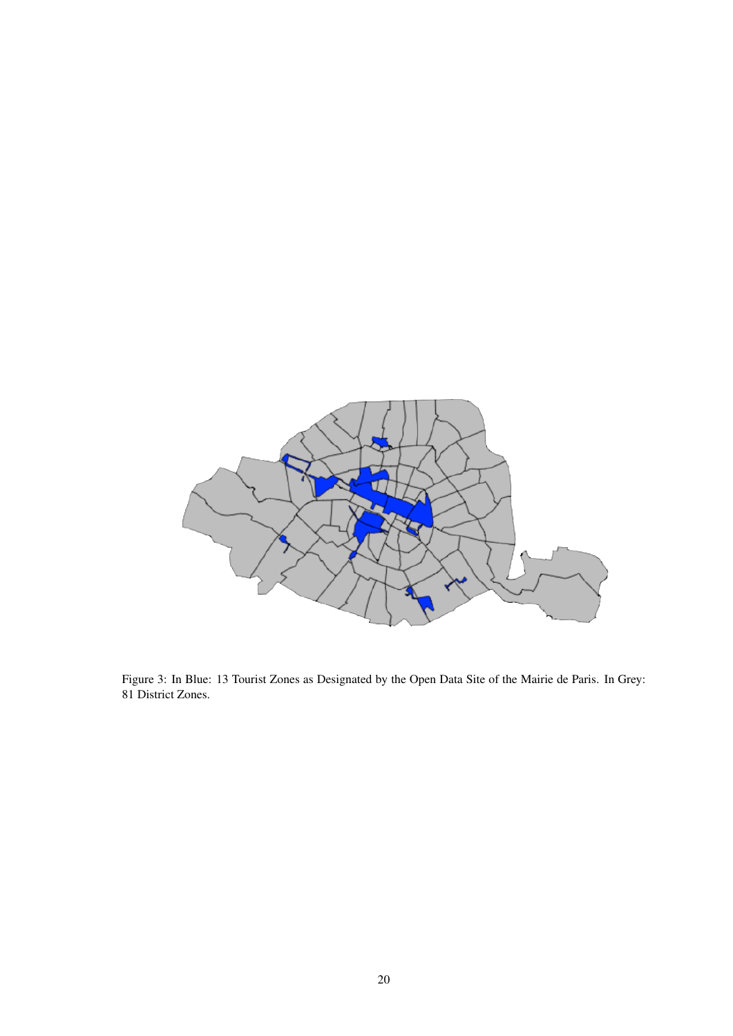Figure 3: In Blue: 13 Tourist Zones as Designated by the Open Data Site of the Mairie de Paris. In Grey: 81 District Zones.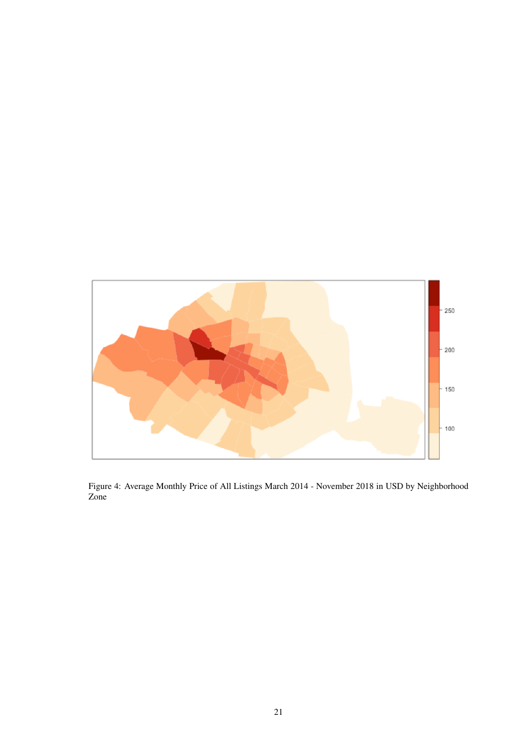Figure 4: Average Monthly Price of All Listings March 2014 - November 2018 in USD by Neighborhood Zone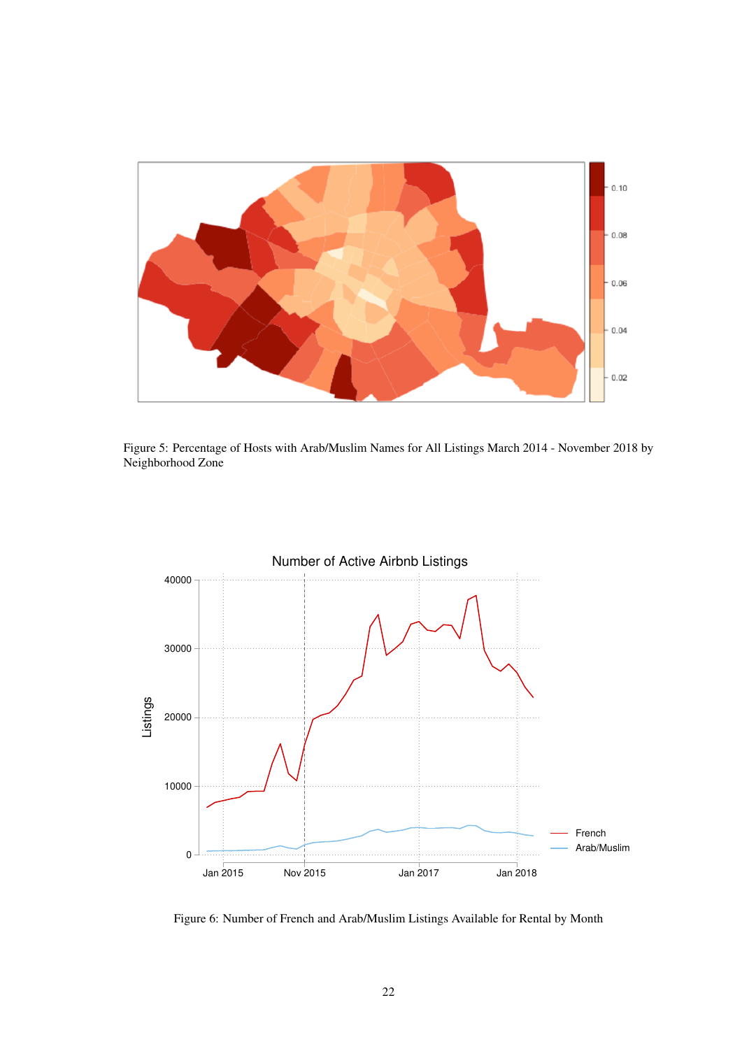Figure 5: Percentage of Hosts with Arab/Muslim Names for All Listings March 2014 - November 2018 by Neighborhood Zone

Figure 6: Number of French and Arab/Muslim Listings Available for Rental by Month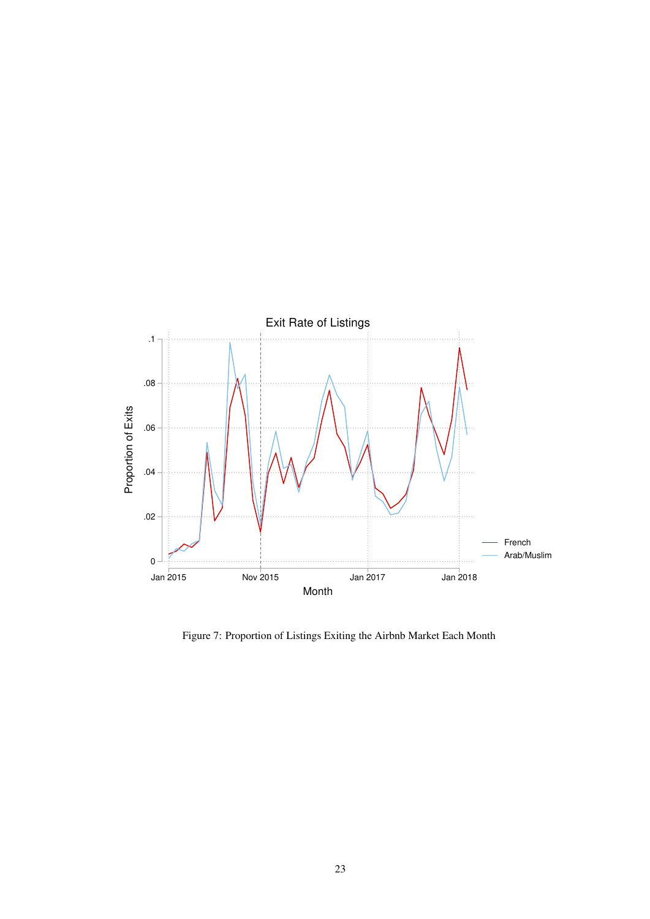Figure 7: Proportion of Listings Exiting the Airbnb Market Each Month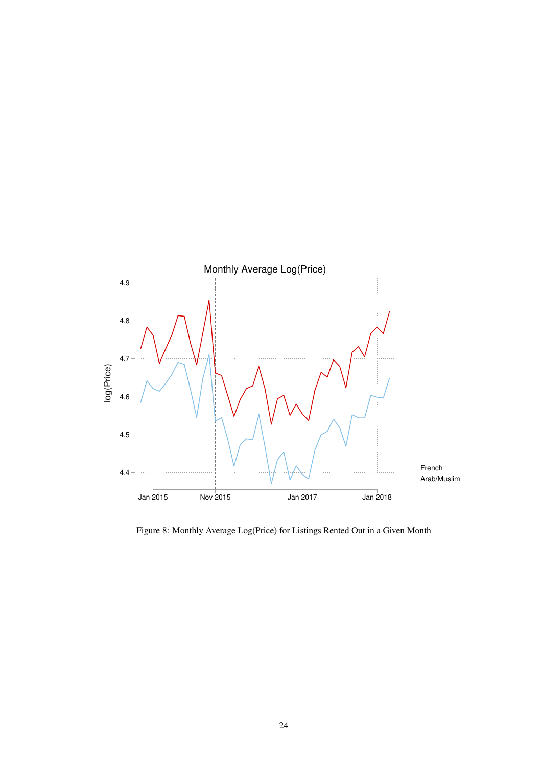Figure 8: Monthly Average Log(Price) for Listings Rented Out in a Given Month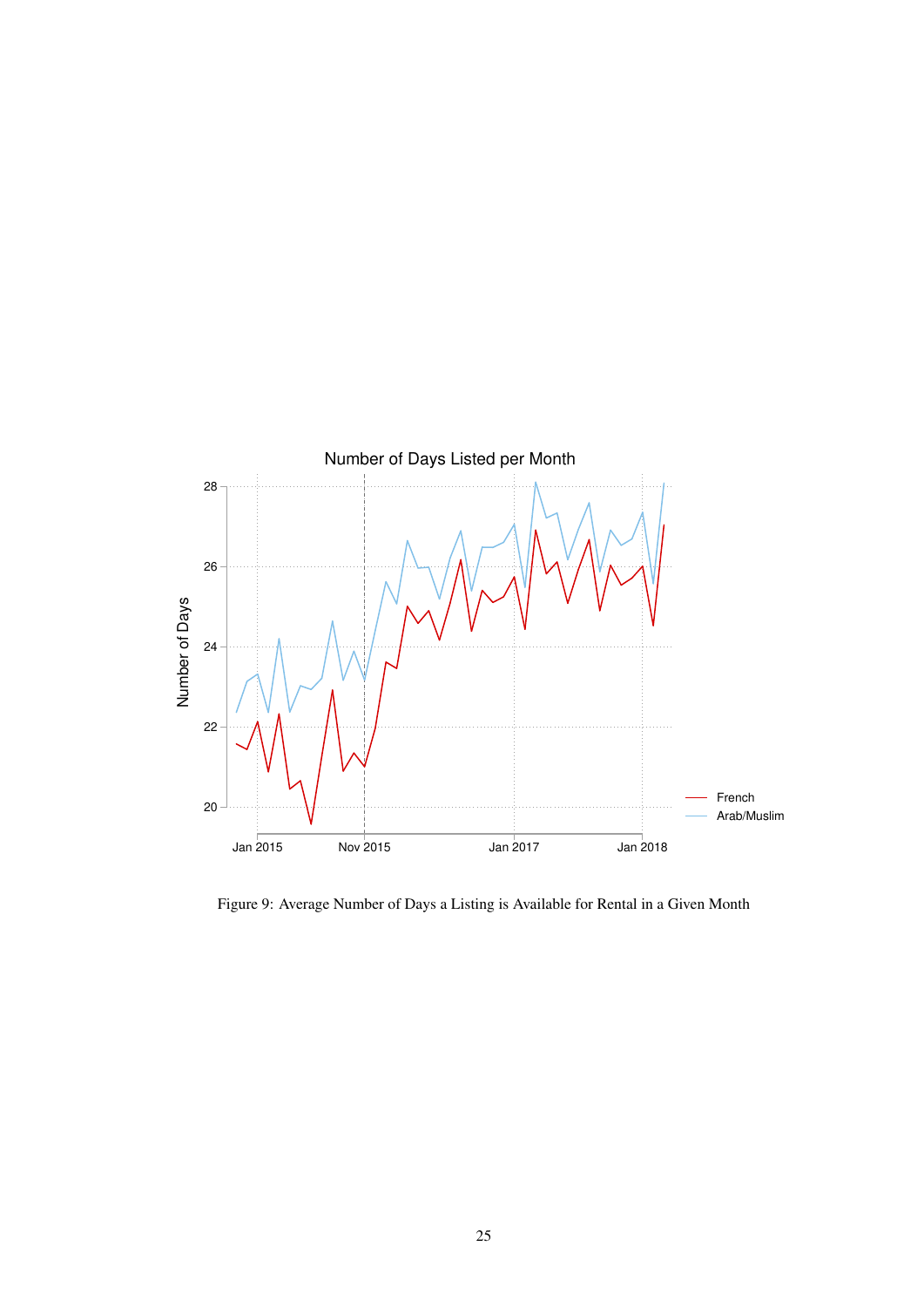Figure 9: Average Number of Days a Listing is Available for Rental in a Given Month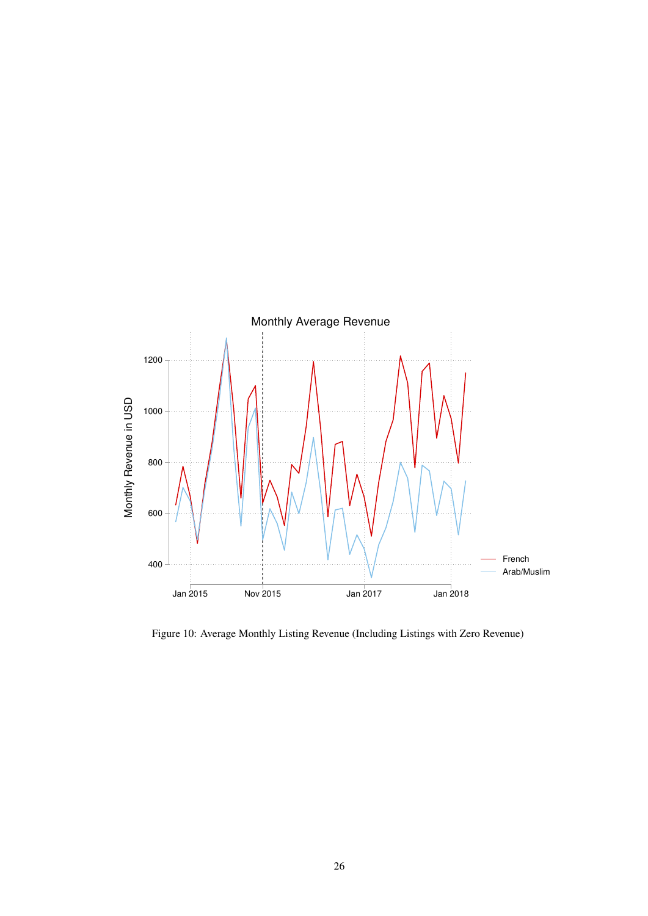Figure 10: Average Monthly Listing Revenue (Including Listings with Zero Revenue)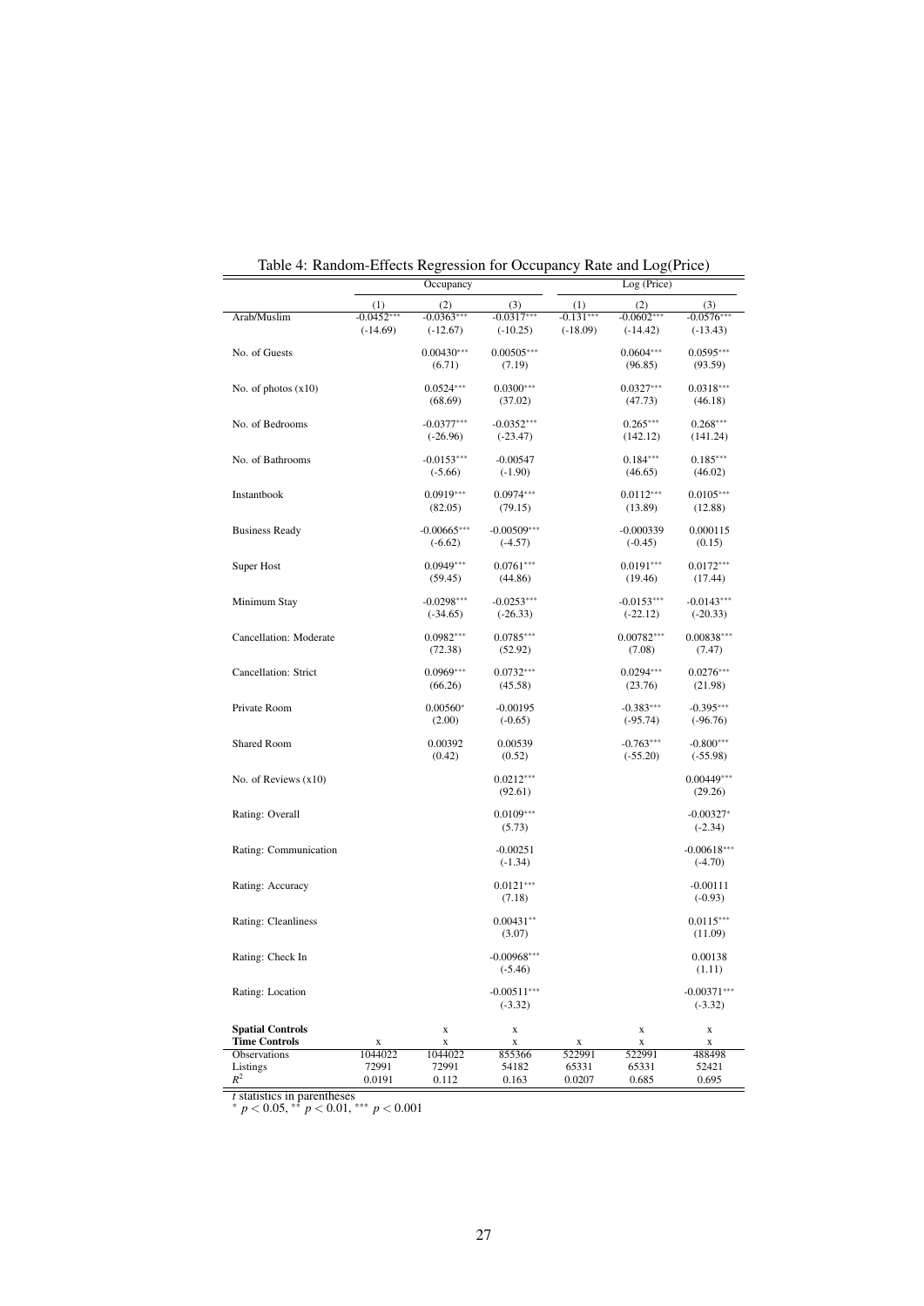Table 4: Random-Effects Regression for Occupancy Rate and Log(Price)

| | Occupancy | | | Log (Price) | | |
|---|---|---|---|---|---|---|
| | (1) | (2) | (3) | (1) | (2) | (3) |
| Arab/Muslim | -0.0452*** | -0.0363*** | -0.0317*** | -0.131*** | -0.0602*** | -0.0576*** |
| | (-14.69) | (-12.67) | (-10.25) | (-18.09) | (-14.42) | (-13.43) |
| No. of Guests | | 0.00430*** | 0.00505*** | | 0.0604*** | 0.0595*** |
| | | (6.71) | (7.19) | | (96.85) | (93.59) |
| No. of photos (x10) | | 0.0524*** | 0.0300*** | | 0.0327*** | 0.0318*** |
| | | (68.69) | (37.02) | | (47.73) | (46.18) |
| No. of Bedrooms | | -0.0377*** | -0.0352*** | | 0.265*** | 0.268*** |
| | | (-26.96) | (-23.47) | | (142.12) | (141.24) |
| No. of Bathrooms | | -0.0153*** | -0.00547 | | 0.184*** | 0.185*** |
| | | (-5.66) | (-1.90) | | (46.65) | (46.02) |
| Instantbook | | 0.0919*** | 0.0974*** | | 0.0112*** | 0.0105*** |
| | | (82.05) | (79.15) | | (13.89) | (12.88) |
| Business Ready | | -0.00665*** | -0.00509*** | | -0.000339 | 0.000115 |
| | | (-6.62) | (-4.57) | | (-0.45) | (0.15) |
| Super Host | | 0.0949*** | 0.0761*** | | 0.0191*** | 0.0172*** |
| | | (59.45) | (44.86) | | (19.46) | (17.44) |
| Minimum Stay | | -0.0298*** | -0.0253*** | | -0.0153*** | -0.0143*** |
| | | (-34.65) | (-26.33) | | (-22.12) | (-20.33) |
| Cancellation: Moderate | | 0.0982*** | 0.0785*** | | 0.00782*** | 0.00838*** |
| | | (72.38) | (52.92) | | (7.08) | (7.47) |
| Cancellation: Strict | | 0.0969*** | 0.0732*** | | 0.0294*** | 0.0276*** |
| | | (66.26) | (45.58) | | (23.76) | (21.98) |
| Private Room | | 0.00560* | -0.00195 | | -0.383*** | -0.395*** |
| | | (2.00) | (-0.65) | | (-95.74) | (-96.76) |
| Shared Room | | 0.00392 | 0.00539 | | -0.763*** | -0.800*** |
| | | (0.42) | (0.52) | | (-55.20) | (-55.98) |
| No. of Reviews (x10) | | | 0.0212*** | | | 0.00449*** |
| | | | (92.61) | | | (29.26) |
| Rating: Overall | | | 0.0109*** | | | -0.00327* |
| | | | (5.73) | | | (-2.34) |
| Rating: Communication | | | -0.00251 | | | -0.00618*** |
| | | | (-1.34) | | | (-4.70) |
| Rating: Accuracy | | | 0.0121*** | | | -0.00111 |
| | | | (7.18) | | | (-0.93) |
| Rating: Cleanliness | | | 0.00431** | | | 0.0115*** |
| | | | (3.07) | | | (11.09) |
| Rating: Check In | | | -0.00968*** | | | 0.00138 |
| | | | (-5.46) | | | (1.11) |
| Rating: Location | | | -0.00511*** | | | -0.00371*** |
| | | | (-3.32) | | | (-3.32) |
| **Spatial Controls** | | x | x | | x | x |
| **Time Controls** | x | x | x | x | x | x |
| Observations | 1044022 | 1044022 | 855366 | 522991 | 522991 | 488498 |
| Listings | 72991 | 72991 | 54182 | 65331 | 65331 | 52421 |
| $R^2$ | 0.0191 | 0.112 | 0.163 | 0.0207 | 0.685 | 0.695 |

$t$ statistics in parentheses
$^{*}$ $p < 0.05$, $^{**}$ $p < 0.01$, $^{***}$ $p < 0.001$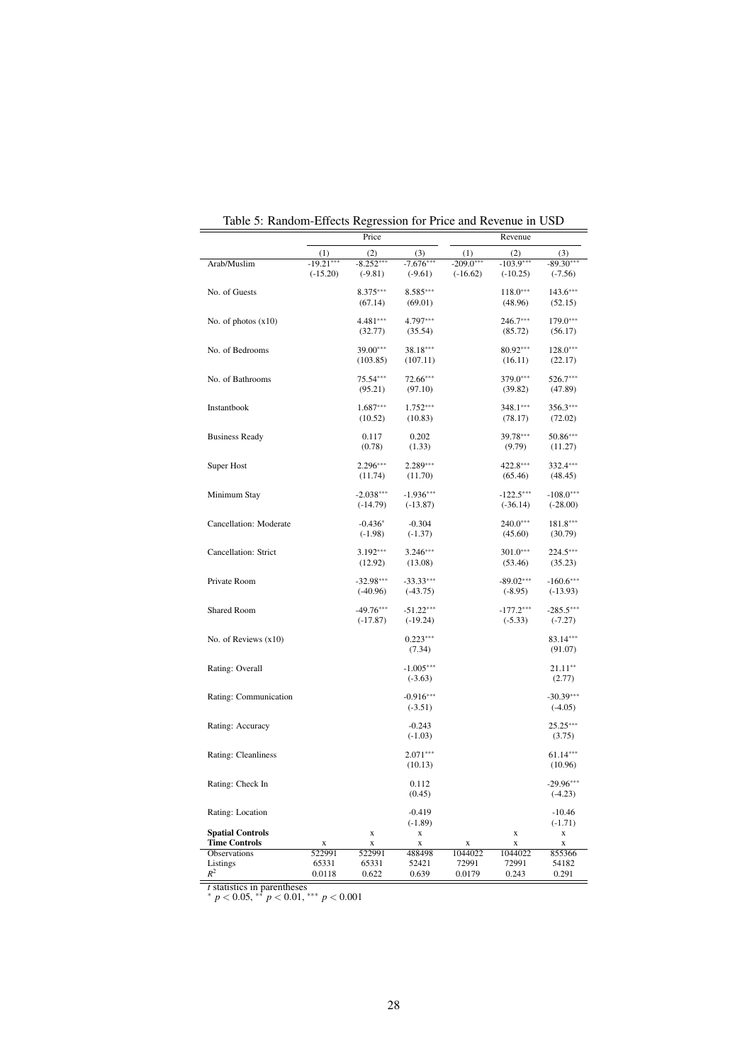Table 5: Random-Effects Regression for Price and Revenue in USD

| | Price | | | Revenue | | |
|---|---|---|---|---|---|---|
| | (1) | (2) | (3) | (1) | (2) | (3) |
| Arab/Muslim | -19.21*** | -8.252*** | -7.676*** | -209.0*** | -103.9*** | -89.30*** |
| | (-15.20) | (-9.81) | (-9.61) | (-16.62) | (-10.25) | (-7.56) |
| No. of Guests | | 8.375*** | 8.585*** | | 118.0*** | 143.6*** |
| | | (67.14) | (69.01) | | (48.96) | (52.15) |
| No. of photos (x10) | | 4.481*** | 4.797*** | | 246.7*** | 179.0*** |
| | | (32.77) | (35.54) | | (85.72) | (56.17) |
| No. of Bedrooms | | 39.00*** | 38.18*** | | 80.92*** | 128.0*** |
| | | (103.85) | (107.11) | | (16.11) | (22.17) |
| No. of Bathrooms | | 75.54*** | 72.66*** | | 379.0*** | 526.7*** |
| | | (95.21) | (97.10) | | (39.82) | (47.89) |
| Instantbook | | 1.687*** | 1.752*** | | 348.1*** | 356.3*** |
| | | (10.52) | (10.83) | | (78.17) | (72.02) |
| Business Ready | | 0.117 | 0.202 | | 39.78*** | 50.86*** |
| | | (0.78) | (1.33) | | (9.79) | (11.27) |
| Super Host | | 2.296*** | 2.289*** | | 422.8*** | 332.4*** |
| | | (11.74) | (11.70) | | (65.46) | (48.45) |
| Minimum Stay | | -2.038*** | -1.936*** | | -122.5*** | -108.0*** |
| | | (-14.79) | (-13.87) | | (-36.14) | (-28.00) |
| Cancellation: Moderate | | -0.436* | -0.304 | | 240.0*** | 181.8*** |
| | | (-1.98) | (-1.37) | | (45.60) | (30.79) |
| Cancellation: Strict | | 3.192*** | 3.246*** | | 301.0*** | 224.5*** |
| | | (12.92) | (13.08) | | (53.46) | (35.23) |
| Private Room | | -32.98*** | -33.33*** | | -89.02*** | -160.6*** |
| | | (-40.96) | (-43.75) | | (-8.95) | (-13.93) |
| Shared Room | | -49.76*** | -51.22*** | | -177.2*** | -285.5*** |
| | | (-17.87) | (-19.24) | | (-5.33) | (-7.27) |
| No. of Reviews (x10) | | | 0.223*** | | | 83.14*** |
| | | | (7.34) | | | (91.07) |
| Rating: Overall | | | -1.005*** | | | 21.11** |
| | | | (-3.63) | | | (2.77) |
| Rating: Communication | | | -0.916*** | | | -30.39*** |
| | | | (-3.51) | | | (-4.05) |
| Rating: Accuracy | | | -0.243 | | | 25.25*** |
| | | | (-1.03) | | | (3.75) |
| Rating: Cleanliness | | | 2.071*** | | | 61.14*** |
| | | | (10.13) | | | (10.96) |
| Rating: Check In | | | 0.112 | | | -29.96*** |
| | | | (0.45) | | | (-4.23) |
| Rating: Location | | | -0.419 | | | -10.46 |
| | | | (-1.89) | | | (-1.71) |
| **Spatial Controls** | | x | x | | x | x |
| **Time Controls** | x | x | x | x | x | x |
| Observations | 522991 | 522991 | 488498 | 1044022 | 1044022 | 855366 |
| Listings | 65331 | 65331 | 52421 | 72991 | 72991 | 54182 |
| $R^2$ | 0.0118 | 0.622 | 0.639 | 0.0179 | 0.243 | 0.291 |

$t$ statistics in parentheses
$^{*}$ $p < 0.05$, $^{**}$ $p < 0.01$, $^{***}$ $p < 0.001$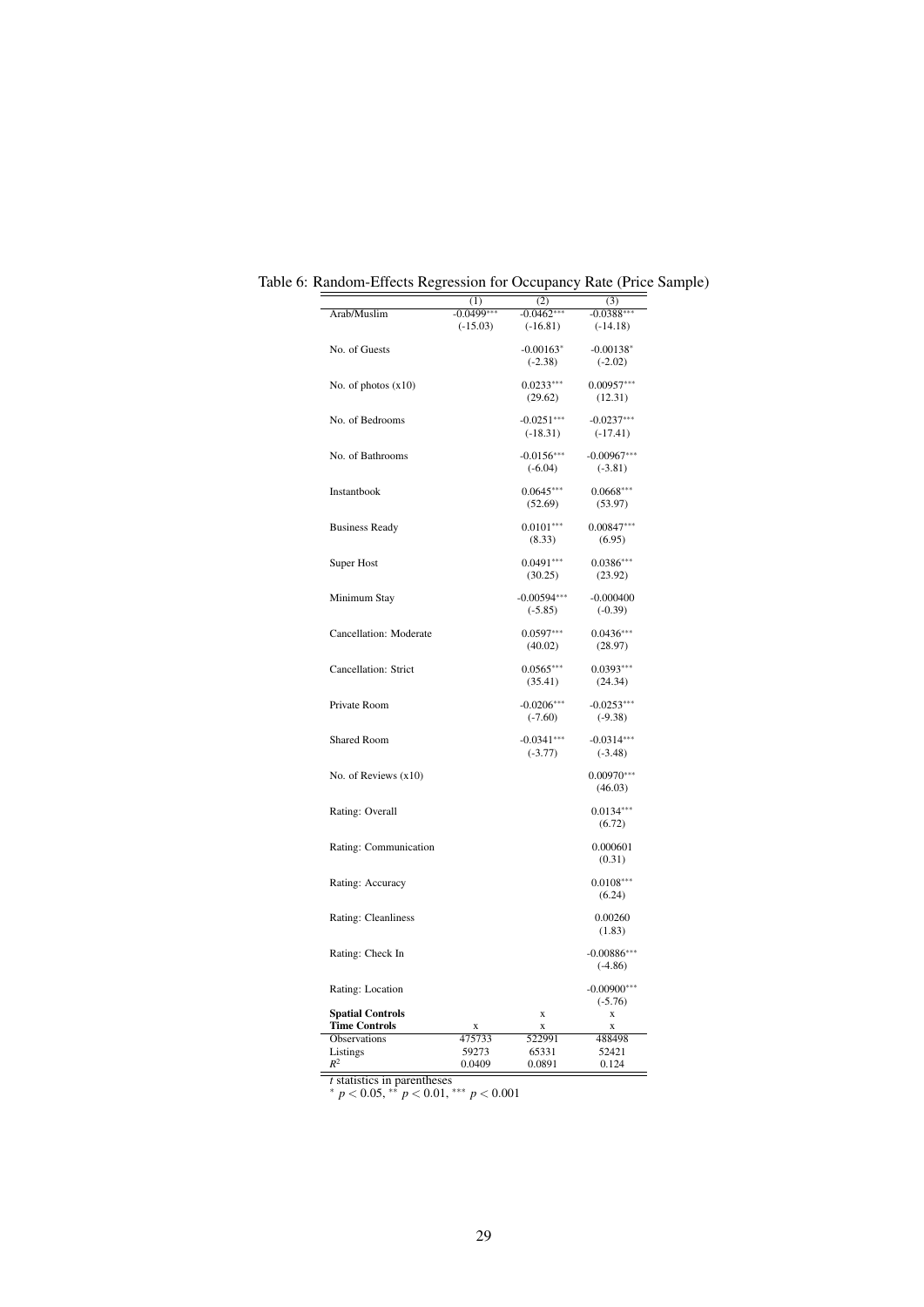Table 6: Random-Effects Regression for Occupancy Rate (Price Sample)

| | (1) | (2) | (3) |
|---|---|---|---|
| Arab/Muslim | -0.0499*** | -0.0462*** | -0.0388*** |
| | (-15.03) | (-16.81) | (-14.18) |
| No. of Guests | | -0.00163* | -0.00138* |
| | | (-2.38) | (-2.02) |
| No. of photos (x10) | | 0.0233*** | 0.00957*** |
| | | (29.62) | (12.31) |
| No. of Bedrooms | | -0.0251*** | -0.0237*** |
| | | (-18.31) | (-17.41) |
| No. of Bathrooms | | -0.0156*** | -0.00967*** |
| | | (-6.04) | (-3.81) |
| Instantbook | | 0.0645*** | 0.0668*** |
| | | (52.69) | (53.97) |
| Business Ready | | 0.0101*** | 0.00847*** |
| | | (8.33) | (6.95) |
| Super Host | | 0.0491*** | 0.0386*** |
| | | (30.25) | (23.92) |
| Minimum Stay | | -0.00594*** | -0.000400 |
| | | (-5.85) | (-0.39) |
| Cancellation: Moderate | | 0.0597*** | 0.0436*** |
| | | (40.02) | (28.97) |
| Cancellation: Strict | | 0.0565*** | 0.0393*** |
| | | (35.41) | (24.34) |
| Private Room | | -0.0206*** | -0.0253*** |
| | | (-7.60) | (-9.38) |
| Shared Room | | -0.0341*** | -0.0314*** |
| | | (-3.77) | (-3.48) |
| No. of Reviews (x10) | | | 0.00970*** |
| | | | (46.03) |
| Rating: Overall | | | 0.0134*** |
| | | | (6.72) |
| Rating: Communication | | | 0.000601 |
| | | | (0.31) |
| Rating: Accuracy | | | 0.0108*** |
| | | | (6.24) |
| Rating: Cleanliness | | | 0.00260 |
| | | | (1.83) |
| Rating: Check In | | | -0.00886*** |
| | | | (-4.86) |
| Rating: Location | | | -0.00900*** |
| | | | (-5.76) |
| **Spatial Controls** | | x | x |
| **Time Controls** | x | x | x |
| Observations | 475733 | 522991 | 488498 |
| Listings | 59273 | 65331 | 52421 |
| $R^2$ | 0.0409 | 0.0891 | 0.124 |

$t$ statistics in parentheses
$^{*}$ $p < 0.05$, $^{**}$ $p < 0.01$, $^{***}$ $p < 0.001$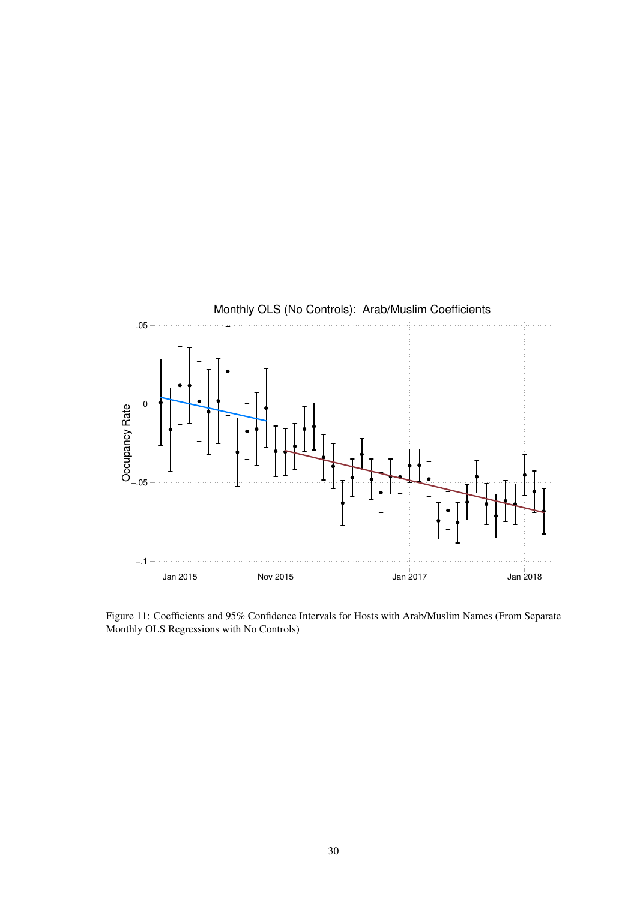Figure 11: Coefficients and 95% Confidence Intervals for Hosts with Arab/Muslim Names (From Separate Monthly OLS Regressions with No Controls)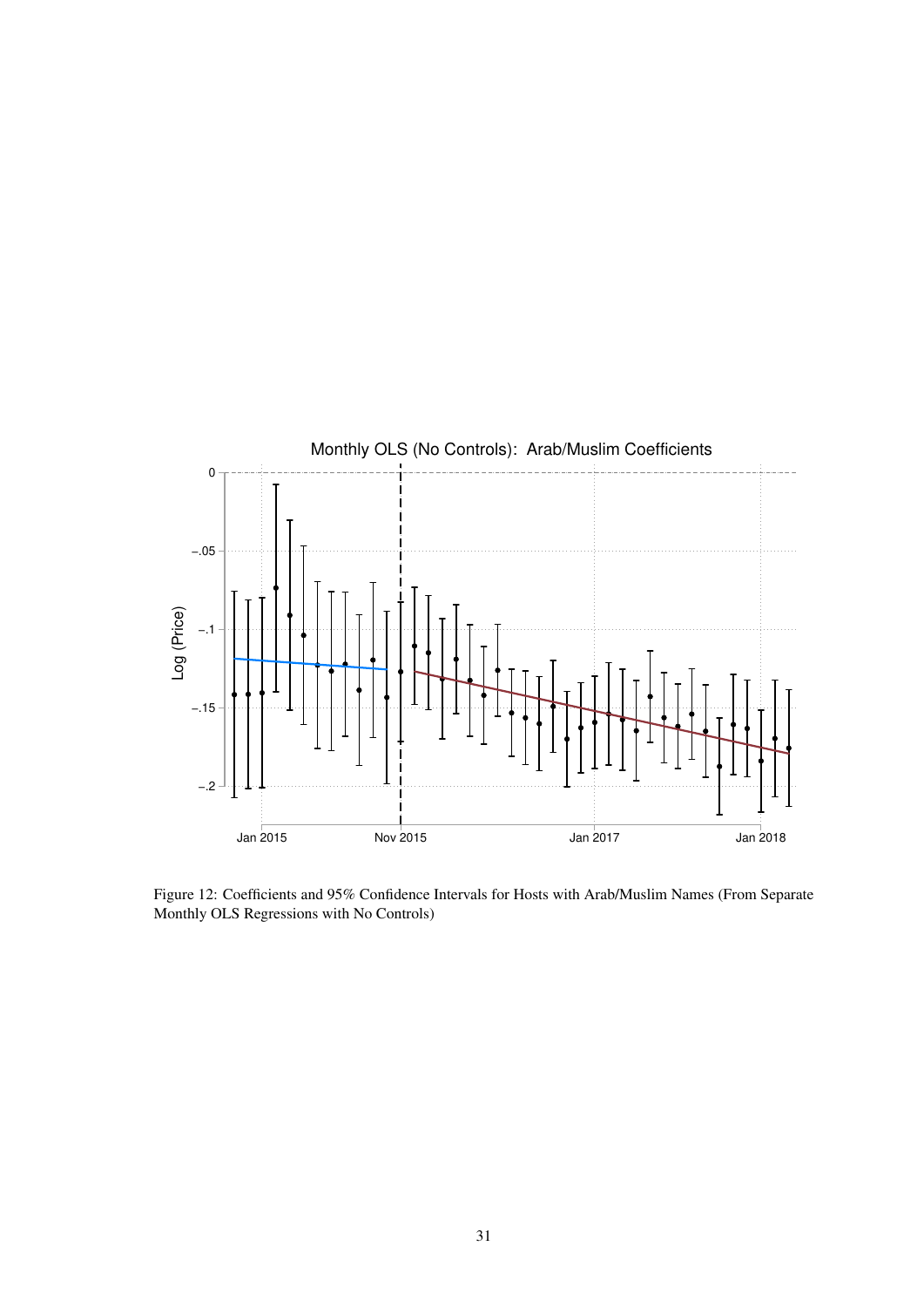Figure 12: Coefficients and 95% Confidence Intervals for Hosts with Arab/Muslim Names (From Separate Monthly OLS Regressions with No Controls)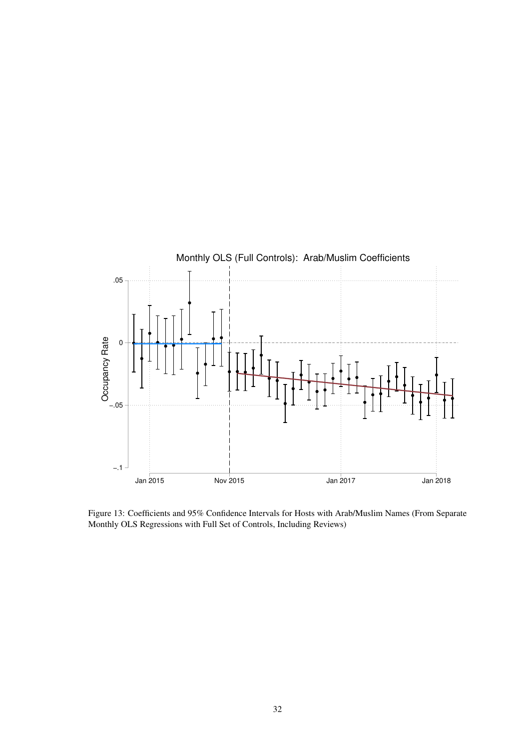Figure 13: Coefficients and 95% Confidence Intervals for Hosts with Arab/Muslim Names (From Separate Monthly OLS Regressions with Full Set of Controls, Including Reviews)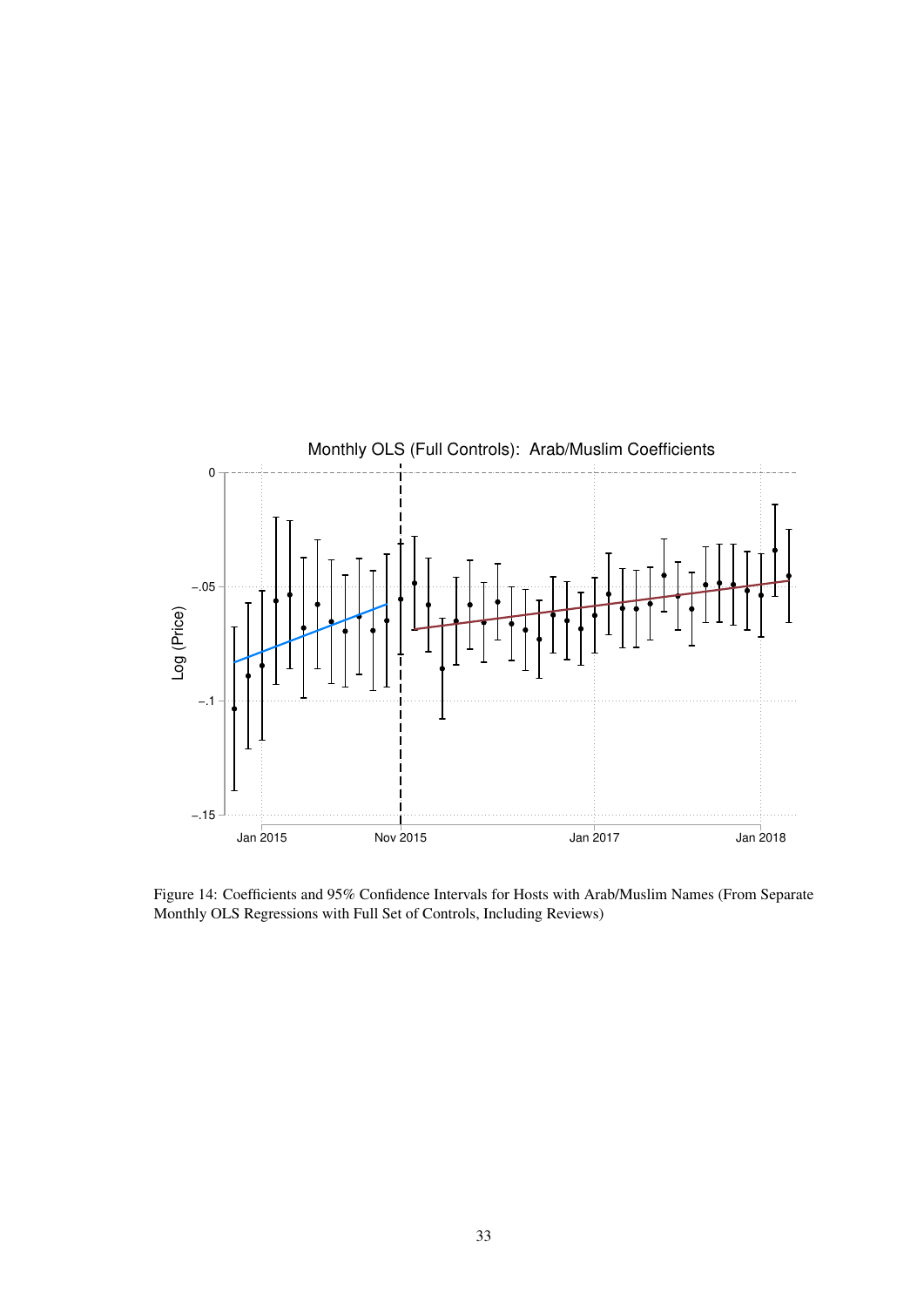Figure 14: Coefficients and 95% Confidence Intervals for Hosts with Arab/Muslim Names (From Separate Monthly OLS Regressions with Full Set of Controls, Including Reviews)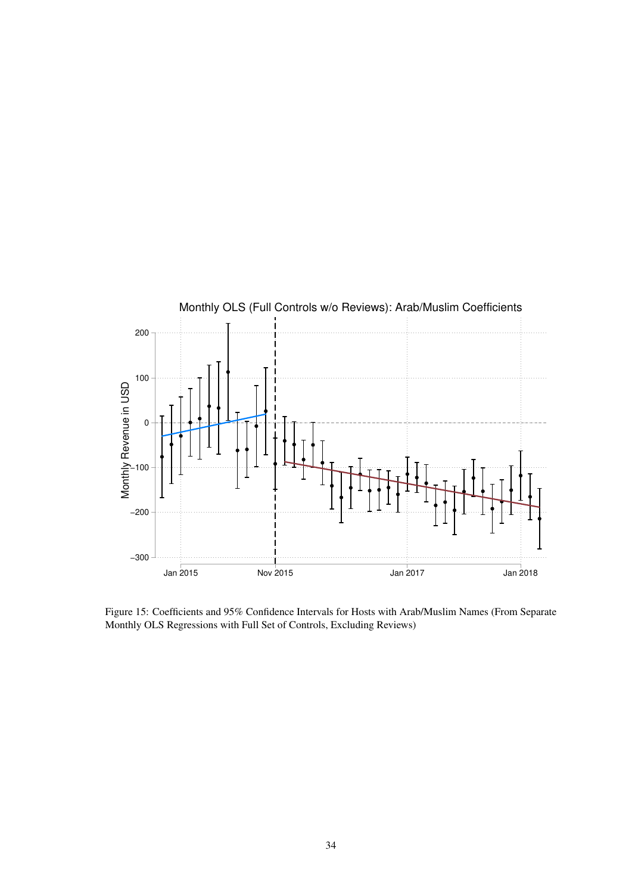Figure 15: Coefficients and 95% Confidence Intervals for Hosts with Arab/Muslim Names (From Separate Monthly OLS Regressions with Full Set of Controls, Excluding Reviews)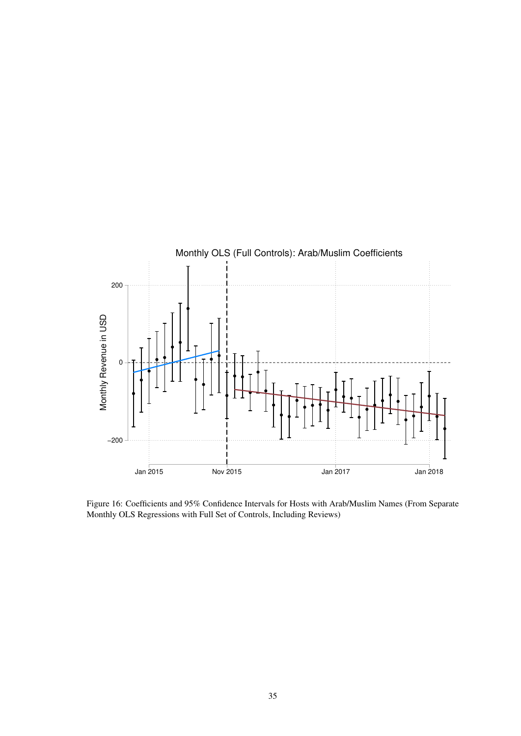Figure 16: Coefficients and 95% Confidence Intervals for Hosts with Arab/Muslim Names (From Separate Monthly OLS Regressions with Full Set of Controls, Including Reviews)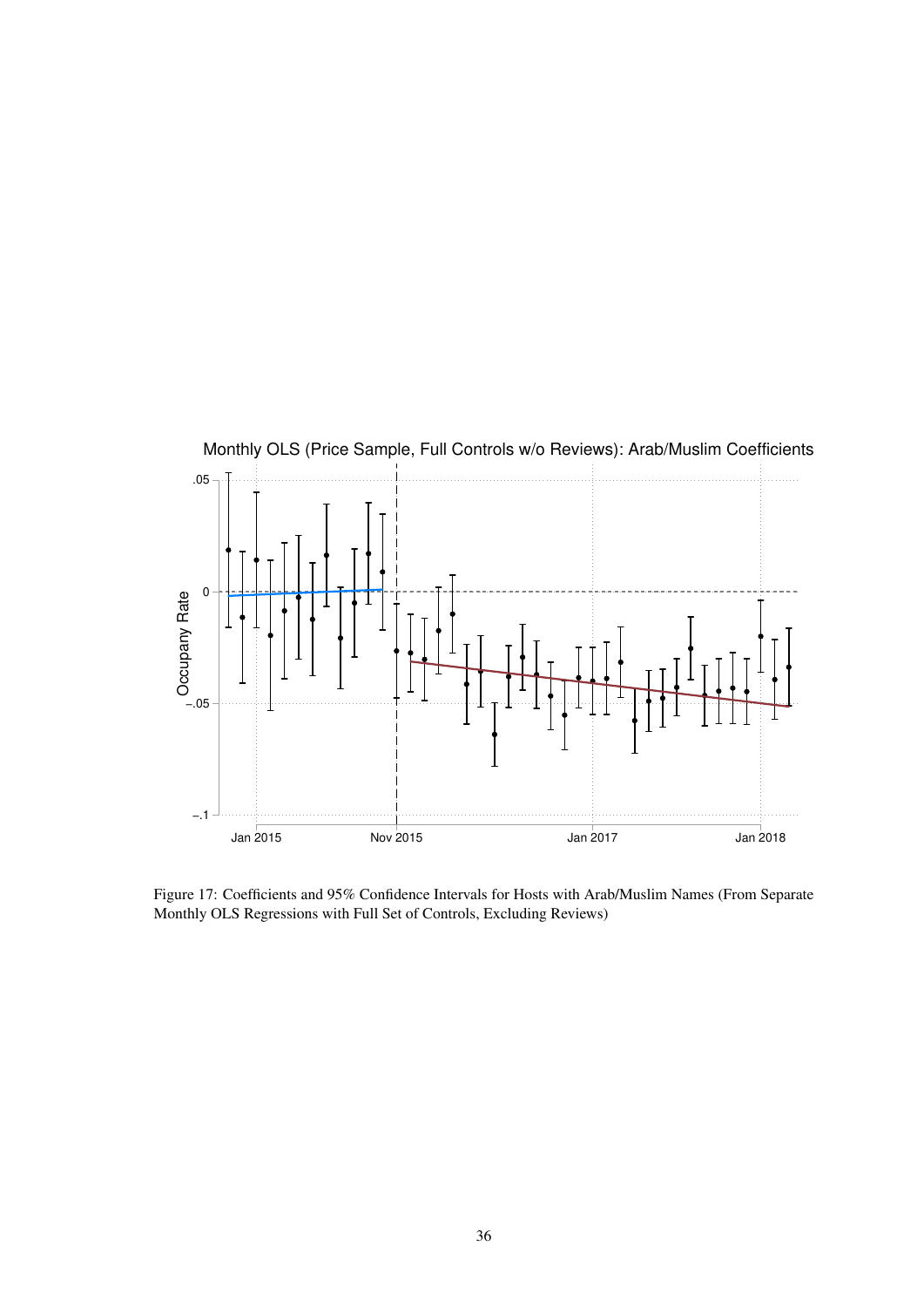Figure 17: Coefficients and 95% Confidence Intervals for Hosts with Arab/Muslim Names (From Separate Monthly OLS Regressions with Full Set of Controls, Excluding Reviews)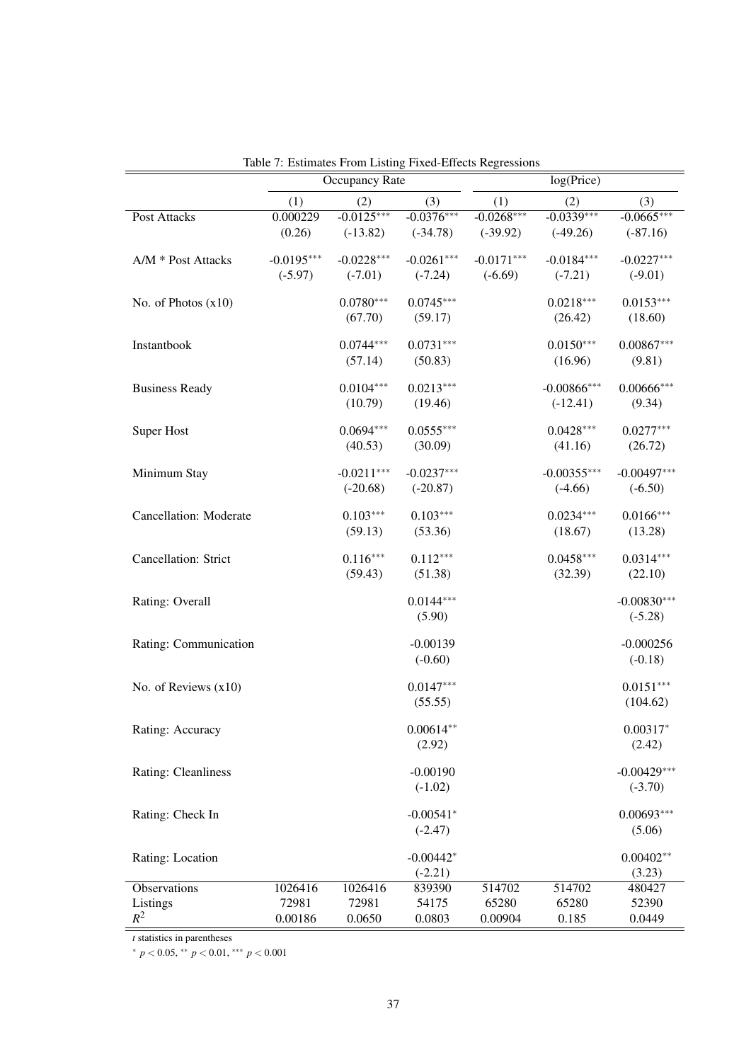Table 7: Estimates From Listing Fixed-Effects Regressions

| | Occupancy Rate | | | log(Price) | | |
|---|---|---|---|---|---|---|
| | (1) | (2) | (3) | (1) | (2) | (3) |
| Post Attacks | 0.000229 | -0.0125*** | -0.0376*** | -0.0268*** | -0.0339*** | -0.0665*** |
| | (0.26) | (-13.82) | (-34.78) | (-39.92) | (-49.26) | (-87.16) |
| A/M * Post Attacks | -0.0195*** | -0.0228*** | -0.0261*** | -0.0171*** | -0.0184*** | -0.0227*** |
| | (-5.97) | (-7.01) | (-7.24) | (-6.69) | (-7.21) | (-9.01) |
| No. of Photos (x10) | | 0.0780*** | 0.0745*** | | 0.0218*** | 0.0153*** |
| | | (67.70) | (59.17) | | (26.42) | (18.60) |
| Instantbook | | 0.0744*** | 0.0731*** | | 0.0150*** | 0.00867*** |
| | | (57.14) | (50.83) | | (16.96) | (9.81) |
| Business Ready | | 0.0104*** | 0.0213*** | | -0.00866*** | 0.00666*** |
| | | (10.79) | (19.46) | | (-12.41) | (9.34) |
| Super Host | | 0.0694*** | 0.0555*** | | 0.0428*** | 0.0277*** |
| | | (40.53) | (30.09) | | (41.16) | (26.72) |
| Minimum Stay | | -0.0211*** | -0.0237*** | | -0.00355*** | -0.00497*** |
| | | (-20.68) | (-20.87) | | (-4.66) | (-6.50) |
| Cancellation: Moderate | | 0.103*** | 0.103*** | | 0.0234*** | 0.0166*** |
| | | (59.13) | (53.36) | | (18.67) | (13.28) |
| Cancellation: Strict | | 0.116*** | 0.112*** | | 0.0458*** | 0.0314*** |
| | | (59.43) | (51.38) | | (32.39) | (22.10) |
| Rating: Overall | | | 0.0144*** | | | -0.00830*** |
| | | | (5.90) | | | (-5.28) |
| Rating: Communication | | | -0.00139 | | | -0.000256 |
| | | | (-0.60) | | | (-0.18) |
| No. of Reviews (x10) | | | 0.0147*** | | | 0.0151*** |
| | | | (55.55) | | | (104.62) |
| Rating: Accuracy | | | 0.00614** | | | 0.00317* |
| | | | (2.92) | | | (2.42) |
| Rating: Cleanliness | | | -0.00190 | | | -0.00429*** |
| | | | (-1.02) | | | (-3.70) |
| Rating: Check In | | | -0.00541* | | | 0.00693*** |
| | | | (-2.47) | | | (5.06) |
| Rating: Location | | | -0.00442* | | | 0.00402** |
| | | | (-2.21) | | | (3.23) |
| Observations | 1026416 | 1026416 | 839390 | 514702 | 514702 | 480427 |
| Listings | 72981 | 72981 | 54175 | 65280 | 65280 | 52390 |
| $R^2$ | 0.00186 | 0.0650 | 0.0803 | 0.00904 | 0.185 | 0.0449 |

$t$ statistics in parentheses

$^{*}$ $p < 0.05$, $^{**}$ $p < 0.01$, $^{***}$ $p < 0.001$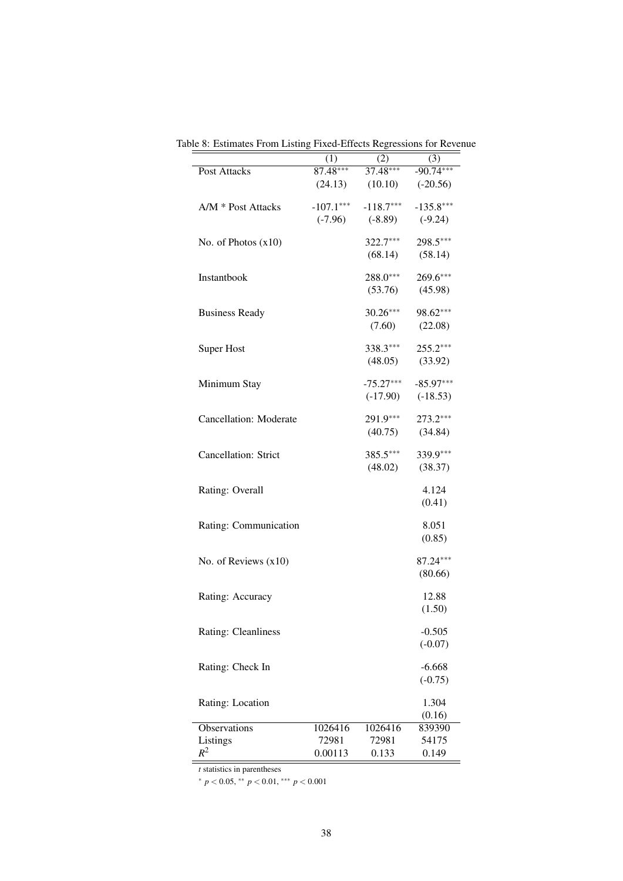Table 8: Estimates From Listing Fixed-Effects Regressions for Revenue

| | (1) | (2) | (3) |
|---|---|---|---|
| Post Attacks | 87.48*** | 37.48*** | -90.74*** |
| | (24.13) | (10.10) | (-20.56) |
| A/M * Post Attacks | -107.1*** | -118.7*** | -135.8*** |
| | (-7.96) | (-8.89) | (-9.24) |
| No. of Photos (x10) | | 322.7*** | 298.5*** |
| | | (68.14) | (58.14) |
| Instantbook | | 288.0*** | 269.6*** |
| | | (53.76) | (45.98) |
| Business Ready | | 30.26*** | 98.62*** |
| | | (7.60) | (22.08) |
| Super Host | | 338.3*** | 255.2*** |
| | | (48.05) | (33.92) |
| Minimum Stay | | -75.27*** | -85.97*** |
| | | (-17.90) | (-18.53) |
| Cancellation: Moderate | | 291.9*** | 273.2*** |
| | | (40.75) | (34.84) |
| Cancellation: Strict | | 385.5*** | 339.9*** |
| | | (48.02) | (38.37) |
| Rating: Overall | | | 4.124 |
| | | | (0.41) |
| Rating: Communication | | | 8.051 |
| | | | (0.85) |
| No. of Reviews (x10) | | | 87.24*** |
| | | | (80.66) |
| Rating: Accuracy | | | 12.88 |
| | | | (1.50) |
| Rating: Cleanliness | | | -0.505 |
| | | | (-0.07) |
| Rating: Check In | | | -6.668 |
| | | | (-0.75) |
| Rating: Location | | | 1.304 |
| | | | (0.16) |
| Observations | 1026416 | 1026416 | 839390 |
| Listings | 72981 | 72981 | 54175 |
| $R^2$ | 0.00113 | 0.133 | 0.149 |

$t$ statistics in parentheses

$^{*}$ $p < 0.05$, $^{**}$ $p < 0.01$, $^{***}$ $p < 0.001$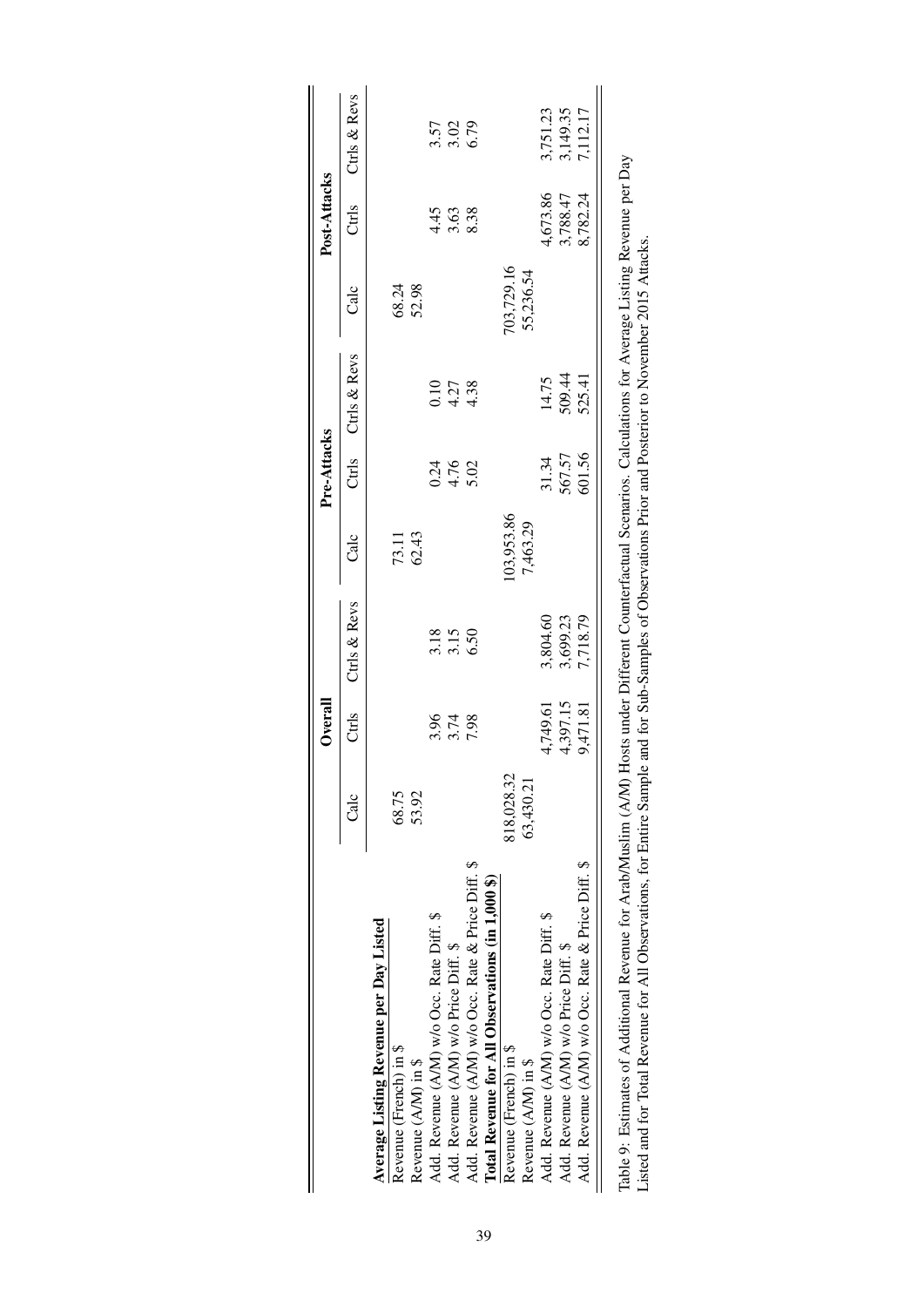|  | Overall |  |  | Pre-Attacks |  |  | Post-Attacks |  |  |
|---|---|---|---|---|---|---|---|---|---|
|  | Calc | Ctrls | Ctrls & Revs | Calc | Ctrls | Ctrls & Revs | Calc | Ctrls | Ctrls & Revs |
| **Average Listing Revenue per Day Listed** |  |  |  |  |  |  |  |  |  |
| Revenue (French) in $ | 68.75 |  |  | 73.11 |  |  | 68.24 |  |  |
| Revenue (A/M) in $ | 53.92 |  |  | 62.43 |  |  | 52.98 |  |  |
| Add. Revenue (A/M) w/o Occ. Rate Diff. $ |  | 3.96 | 3.18 |  | 0.24 | 0.10 |  | 4.45 | 3.57 |
| Add. Revenue (A/M) w/o Price Diff. $ |  | 3.74 | 3.15 |  | 4.76 | 4.27 |  | 3.63 | 3.02 |
| Add. Revenue (A/M) w/o Occ. Rate & Price Diff. $ |  | 7.98 | 6.50 |  | 5.02 | 4.38 |  | 8.38 | 6.79 |
| **Total Revenue for All Observations (in 1,000 $)** |  |  |  |  |  |  |  |  |  |
| Revenue (French) in $ | 818,028.32 |  |  | 103,953.86 |  |  | 703,729.16 |  |  |
| Revenue (A/M) in $ | 63,430.21 |  |  | 7,463.29 |  |  | 55,236.54 |  |  |
| Add. Revenue (A/M) w/o Occ. Rate Diff. $ |  | 4,749.61 | 3,804.60 |  | 31.34 | 14.75 |  | 4,673.86 | 3,751.23 |
| Add. Revenue (A/M) w/o Price Diff. $ |  | 4,397.15 | 3,699.23 |  | 567.57 | 509.44 |  | 3,788.47 | 3,149.35 |
| Add. Revenue (A/M) w/o Occ. Rate & Price Diff. $ |  | 9,471.81 | 7,718.79 |  | 601.56 | 525.41 |  | 8,782.24 | 7,112.17 |

Table 9: Estimates of Additional Revenue for Arab/Muslim (A/M) Hosts under Different Counterfactual Scenarios. Calculations for Average Listing Revenue per Day Listed and for Total Revenue for All Observations, for Entire Sample and for Sub-Samples of Observations Prior and Posterior to November 2015 Attacks.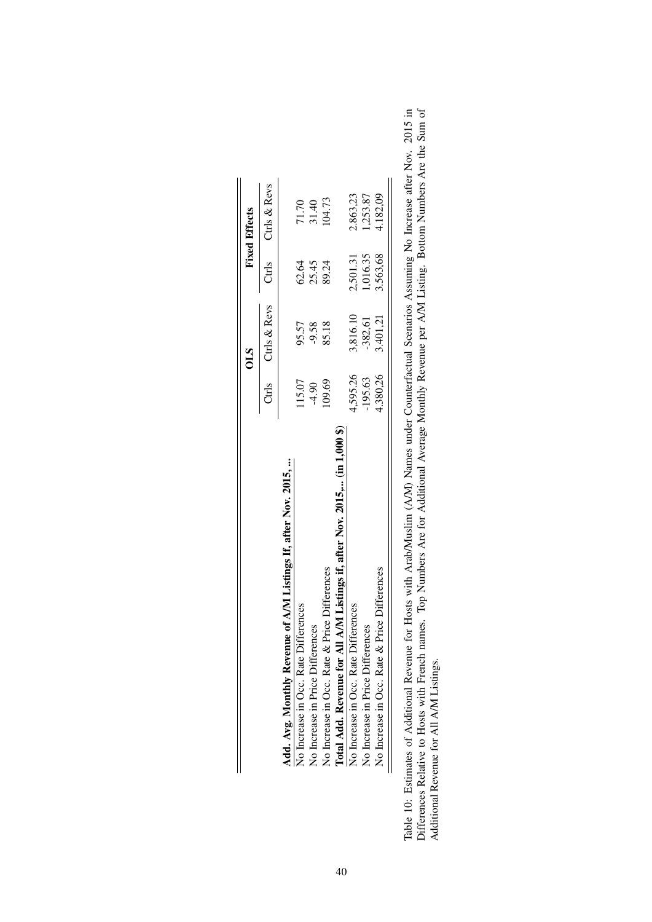| | OLS | | Fixed Effects | |
|---|---|---|---|---|
| | Ctrls | Ctrls & Revs | Ctrls | Ctrls & Revs |
| **Add. Avg. Monthly Revenue of A/M Listings If, after Nov. 2015, ...** | | | | |
| No Increase in Occ. Rate Differences | 115.07 | 95.57 | 62.64 | 71.70 |
| No Increase in Price Differences | -4.90 | -9.58 | 25.45 | 31.40 |
| No Increase in Occ. Rate & Price Differences | 109.69 | 85.18 | 89.24 | 104.73 |
| **Total Add. Revenue for All A/M Listings if, after Nov. 2015,... (in 1,000 $)** | | | | |
| No Increase in Occ. Rate Differences | 4,595.26 | 3,816.10 | 2,501.31 | 2,863.23 |
| No Increase in Price Differences | -195.63 | -382.61 | 1,016.35 | 1,253.87 |
| No Increase in Occ. Rate & Price Differences | 4,380.26 | 3,401.21 | 3,563.68 | 4,182.09 |

Table 10: Estimates of Additional Revenue for Hosts with Arab/Muslim (A/M) Names under Counterfactual Scenarios Assuming No Increase after Nov. 2015 in Differences Relative to Hosts with French names. Top Numbers Are for Additional Average Monthly Revenue per A/M Listing. Bottom Numbers Are the Sum of Additional Revenue for All A/M Listings.